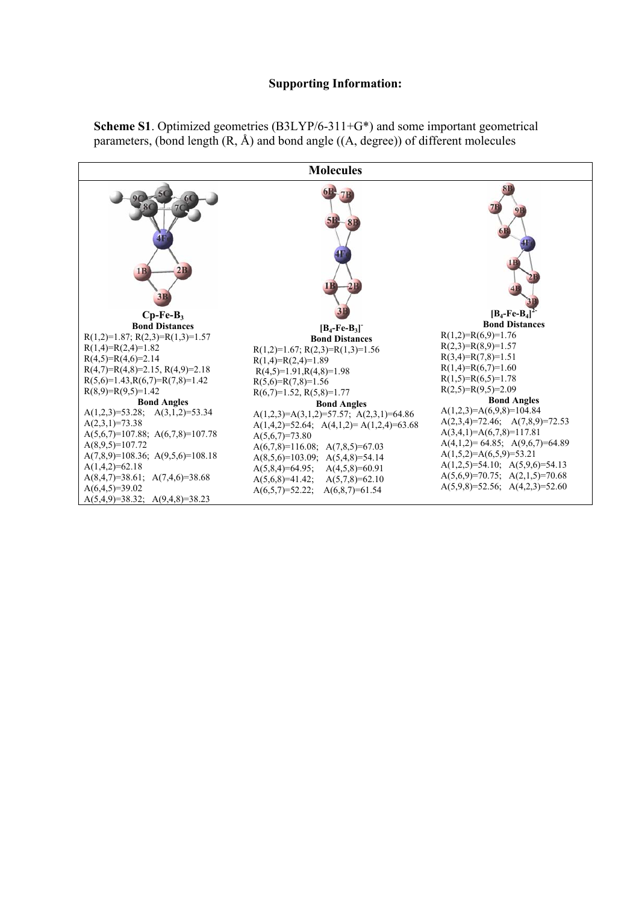# Supporting Information:

**Scheme S1**. Optimized geometries (B3LYP/6-311+G*) and some important geometrical parameters, (bond length (R, Å) and bond angle ((A, degree)) of different molecules

| Molecules | | |
|---|---|---|
| **Cp-Fe-$B_3$** | **$[B_4\text{-Fe-}B_3]^-$** | **$[B_4\text{-Fe-}B_4]^{2-}$** |
| **Bond Distances** | **Bond Distances** | **Bond Distances** |
| R(1,2)=1.87; R(2,3)=R(1,3)=1.57<br>R(1,4)=R(2,4)=1.82<br>R(4,5)=R(4,6)=2.14<br>R(4,7)=R(4,8)=2.15, R(4,9)=2.18<br>R(5,6)=1.43,R(6,7)=R(7,8)=1.42<br>R(8,9)=R(9,5)=1.42 | R(1,2)=1.67; R(2,3)=R(1,3)=1.56<br>R(1,4)=R(2,4)=1.89<br>R(4,5)=1.91,R(4,8)=1.98<br>R(5,6)=R(7,8)=1.56<br>R(6,7)=1.52, R(5,8)=1.77 | R(1,2)=R(6,9)=1.76<br>R(2,3)=R(8,9)=1.57<br>R(3,4)=R(7,8)=1.51<br>R(1,4)=R(6,7)=1.60<br>R(1,5)=R(6,5)=1.78<br>R(2,5)=R(9,5)=2.09 |
| **Bond Angles** | **Bond Angles** | **Bond Angles** |
| A(1,2,3)=53.28; A(3,1,2)=53.34<br>A(2,3,1)=73.38<br>A(5,6,7)=107.88; A(6,7,8)=107.78<br>A(8,9,5)=107.72<br>A(7,8,9)=108.36; A(9,5,6)=108.18<br>A(1,4,2)=62.18<br>A(8,4,7)=38.61; A(7,4,6)=38.68<br>A(6,4,5)=39.02<br>A(5,4,9)=38.32; A(9,4,8)=38.23 | A(1,2,3)=A(3,1,2)=57.57; A(2,3,1)=64.86<br>A(1,4,2)=52.64; A(4,1,2)= A(1,2,4)=63.68<br>A(5,6,7)=73.80<br>A(6,7,8)=116.08; A(7,8,5)=67.03<br>A(8,5,6)=103.09; A(5,4,8)=54.14<br>A(5,8,4)=64.95; A(4,5,8)=60.91<br>A(5,6,8)=41.42; A(5,7,8)=62.10<br>A(6,5,7)=52.22; A(6,8,7)=61.54 | A(1,2,3)=A(6,9,8)=104.84<br>A(2,3,4)=72.46; A(7,8,9)=72.53<br>A(3,4,1)=A(6,7,8)=117.81<br>A(4,1,2)= 64.85; A(9,6,7)=64.89<br>A(1,5,2)=A(6,5,9)=53.21<br>A(1,2,5)=54.10; A(5,9,6)=54.13<br>A(5,6,9)=70.75; A(2,1,5)=70.68<br>A(5,9,8)=52.56; A(4,2,3)=52.60 |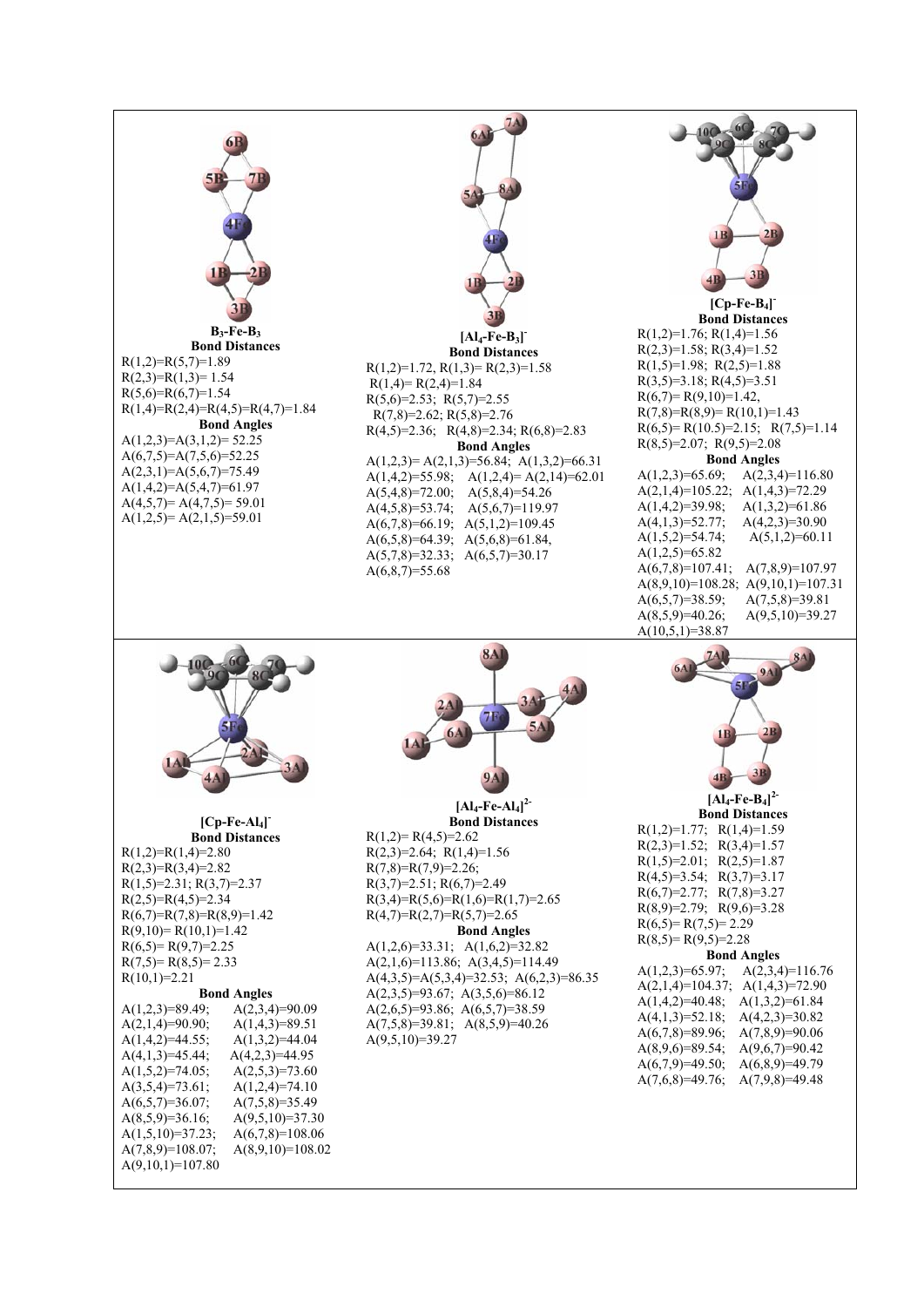**$B_3$-Fe-$B_3$**

**Bond Distances**

R(1,2)=R(5,7)=1.89
R(2,3)=R(1,3)= 1.54
R(5,6)=R(6,7)=1.54
R(1,4)=R(2,4)=R(4,5)=R(4,7)=1.84

**Bond Angles**

A(1,2,3)=A(3,1,2)= 52.25
A(6,7,5)=A(7,5,6)=52.25
A(2,3,1)=A(5,6,7)=75.49
A(1,4,2)=A(5,4,7)=61.97
A(4,5,7)= A(4,7,5)= 59.01
A(1,2,5)= A(2,1,5)=59.01

**$[Al_4$-Fe-$B_3]^-$**

**Bond Distances**

R(1,2)=1.72, R(1,3)= R(2,3)=1.58
R(1,4)= R(2,4)=1.84
R(5,6)=2.53; R(5,7)=2.55
R(7,8)=2.62; R(5,8)=2.76
R(4,5)=2.36; R(4,8)=2.34; R(6,8)=2.83

**Bond Angles**

A(1,2,3)= A(2,1,3)=56.84; A(1,3,2)=66.31
A(1,4,2)=55.98; A(1,2,4)= A(2,14)=62.01
A(5,4,8)=72.00; A(5,8,4)=54.26
A(4,5,8)=53.74; A(5,6,7)=119.97
A(6,7,8)=66.19; A(5,1,2)=109.45
A(6,5,8)=64.39; A(5,6,8)=61.84,
A(5,7,8)=32.33; A(6,5,7)=30.17
A(6,8,7)=55.68

**$[Cp$-Fe-$B_4]^-$**

**Bond Distances**

R(1,2)=1.76; R(1,4)=1.56
R(2,3)=1.58; R(3,4)=1.52
R(1,5)=1.98; R(2,5)=1.88
R(3,5)=3.18; R(4,5)=3.51
R(6,7)= R(9,10)=1.42,
R(7,8)=R(8,9)= R(10,1)=1.43
R(6,5)= R(10.5)=2.15; R(7,5)=1.14
R(8,5)=2.07; R(9,5)=2.08

**Bond Angles**

A(1,2,3)=65.69; A(2,3,4)=116.80
A(2,1,4)=105.22; A(1,4,3)=72.29
A(1,4,2)=39.98; A(1,3,2)=61.86
A(4,1,3)=52.77; A(4,2,3)=30.90
A(1,5,2)=54.74; A(5,1,2)=60.11
A(1,2,5)=65.82
A(6,7,8)=107.41; A(7,8,9)=107.97
A(8,9,10)=108.28; A(9,10,1)=107.31
A(6,5,7)=38.59; A(7,5,8)=39.81
A(8,5,9)=40.26; A(9,5,10)=39.27
A(10,5,1)=38.87

**$[Cp$-Fe-$Al_4]^-$**

**Bond Distances**

R(1,2)=R(1,4)=2.80
R(2,3)=R(3,4)=2.82
R(1,5)=2.31; R(3,7)=2.37
R(2,5)=R(4,5)=2.34
R(6,7)=R(7,8)=R(8,9)=1.42
R(9,10)= R(10,1)=1.42
R(6,5)= R(9,7)=2.25
R(7,5)= R(8,5)= 2.33
R(10,1)=2.21

**Bond Angles**

A(1,2,3)=89.49; A(2,3,4)=90.09
A(2,1,4)=90.90; A(1,4,3)=89.51
A(1,4,2)=44.55; A(1,3,2)=44.04
A(4,1,3)=45.44; A(4,2,3)=44.95
A(1,5,2)=74.05; A(2,5,3)=73.60
A(3,5,4)=73.61; A(1,2,4)=74.10
A(6,5,7)=36.07; A(7,5,8)=35.49
A(8,5,9)=36.16; A(9,5,10)=37.30
A(1,5,10)=37.23; A(6,7,8)=108.06
A(7,8,9)=108.07; A(8,9,10)=108.02
A(9,10,1)=107.80

**$[Al_4$-Fe-$Al_4]^{2-}$**

**Bond Distances**

R(1,2)= R(4,5)=2.62
R(2,3)=2.64; R(1,4)=1.56
R(7,8)=R(7,9)=2.26;
R(3,7)=2.51; R(6,7)=2.49
R(3,4)=R(5,6)=R(1,6)=R(1,7)=2.65
R(4,7)=R(2,7)=R(5,7)=2.65

**Bond Angles**

A(1,2,6)=33.31; A(1,6,2)=32.82
A(2,1,6)=113.86; A(3,4,5)=114.49
A(4,3,5)=A(5,3,4)=32.53; A(6,2,3)=86.35
A(2,3,5)=93.67; A(3,5,6)=86.12
A(2,6,5)=93.86; A(6,5,7)=38.59
A(7,5,8)=39.81; A(8,5,9)=40.26
A(9,5,10)=39.27

**$[Al_4$-Fe-$B_4]^{2-}$**

**Bond Distances**

R(1,2)=1.77; R(1,4)=1.59
R(2,3)=1.52; R(3,4)=1.57
R(1,5)=2.01; R(2,5)=1.87
R(4,5)=3.54; R(3,7)=3.17
R(6,7)=2.77; R(7,8)=3.27
R(8,9)=2.79; R(9,6)=3.28
R(6,5)= R(7,5)= 2.29
R(8,5)= R(9,5)=2.28

**Bond Angles**

A(1,2,3)=65.97; A(2,3,4)=116.76
A(2,1,4)=104.37; A(1,4,3)=72.90
A(1,4,2)=40.48; A(1,3,2)=61.84
A(4,1,3)=52.18; A(4,2,3)=30.82
A(6,7,8)=89.96; A(7,8,9)=90.06
A(8,9,6)=89.54; A(9,6,7)=90.42
A(6,7,9)=49.50; A(6,8,9)=49.79
A(7,6,8)=49.76; A(7,9,8)=49.48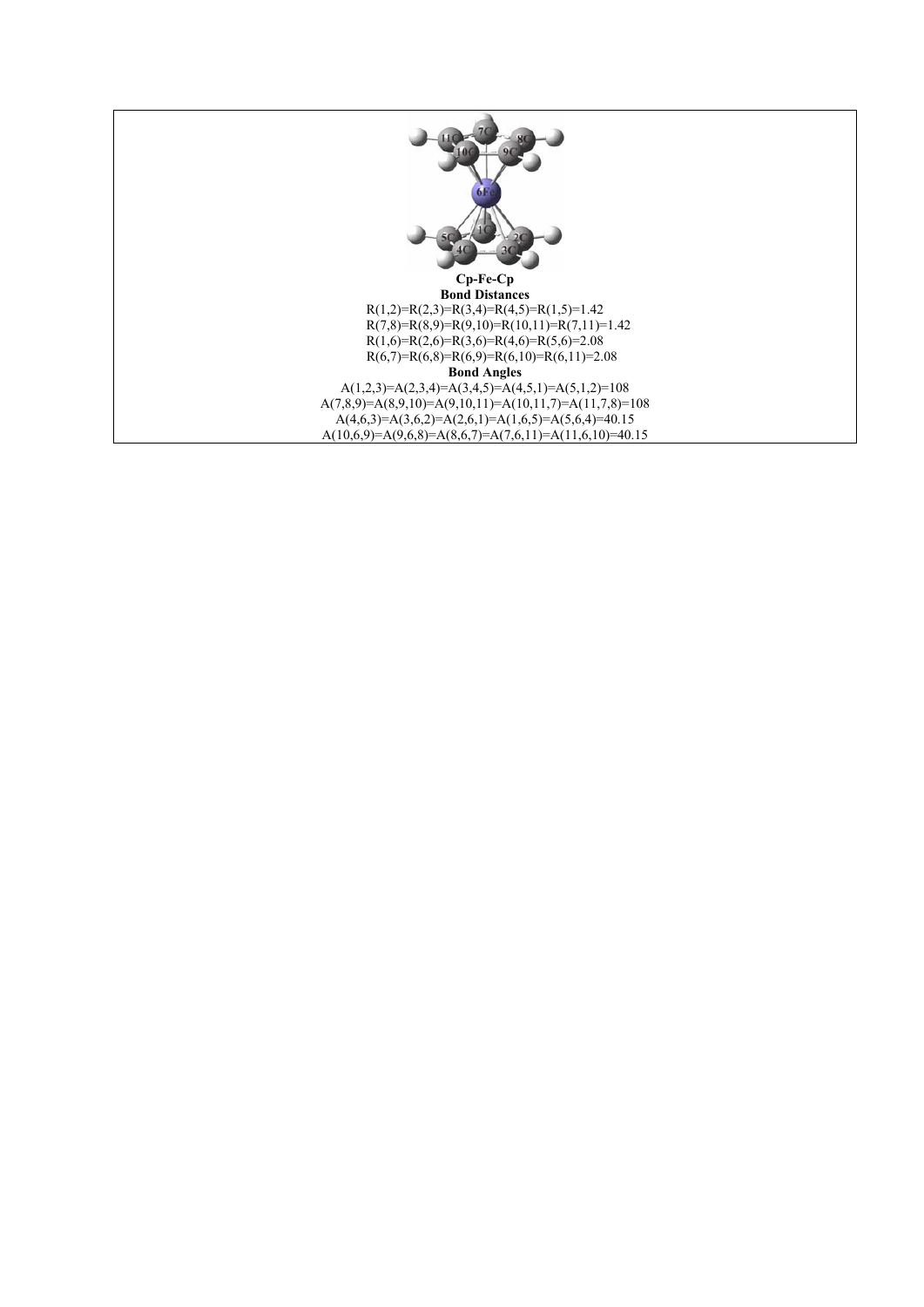**Cp-Fe-Cp**

**Bond Distances**

R(1,2)=R(2,3)=R(3,4)=R(4,5)=R(1,5)=1.42

R(7,8)=R(8,9)=R(9,10)=R(10,11)=R(7,11)=1.42

R(1,6)=R(2,6)=R(3,6)=R(4,6)=R(5,6)=2.08

R(6,7)=R(6,8)=R(6,9)=R(6,10)=R(6,11)=2.08

**Bond Angles**

A(1,2,3)=A(2,3,4)=A(3,4,5)=A(4,5,1)=A(5,1,2)=108

A(7,8,9)=A(8,9,10)=A(9,10,11)=A(10,11,7)=A(11,7,8)=108

A(4,6,3)=A(3,6,2)=A(2,6,1)=A(1,6,5)=A(5,6,4)=40.15

A(10,6,9)=A(9,6,8)=A(8,6,7)=A(7,6,11)=A(11,6,10)=40.15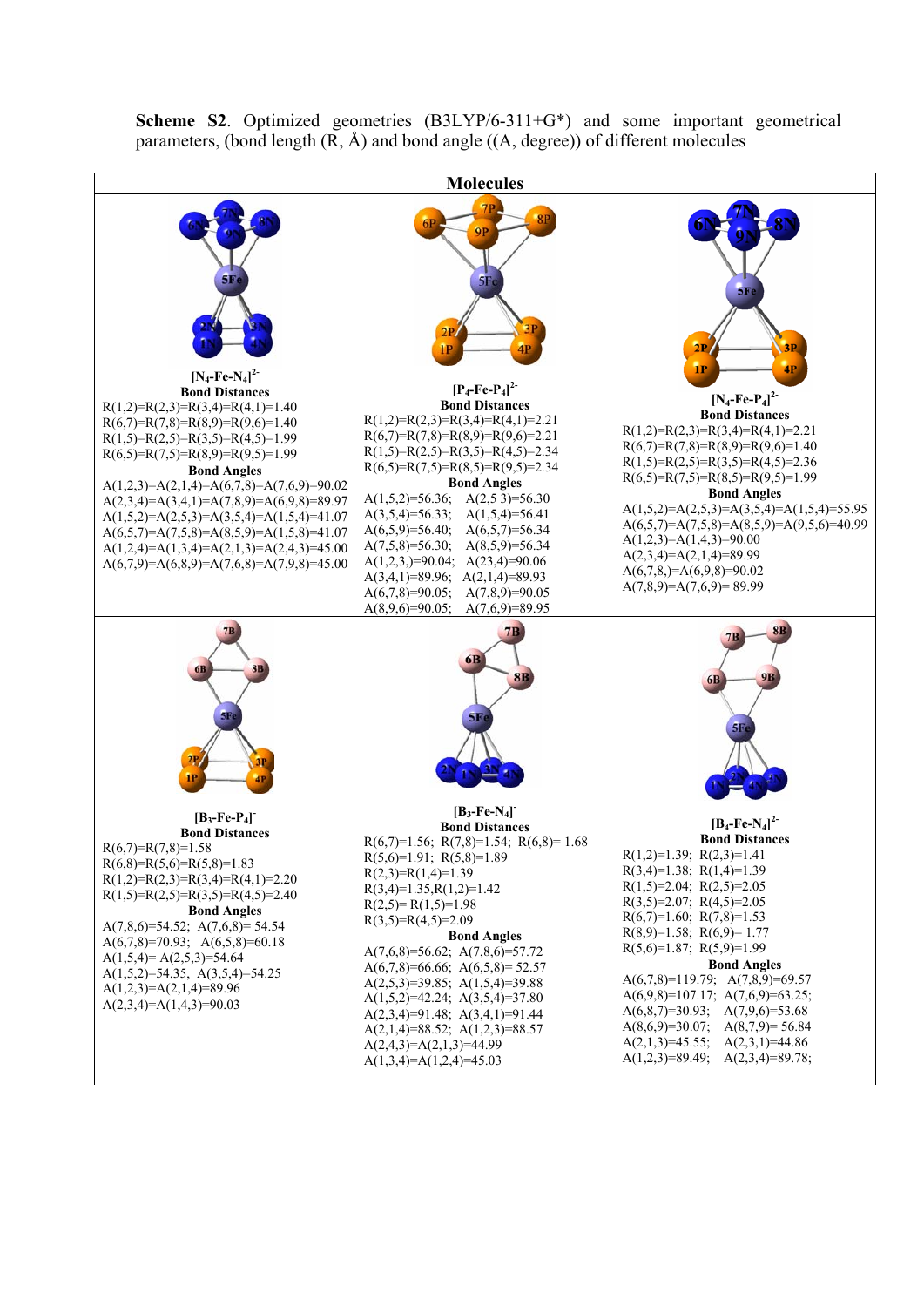**Scheme S2**. Optimized geometries (B3LYP/6-311+G*) and some important geometrical parameters, (bond length (R, Å) and bond angle ((A, degree)) of different molecules

**Molecules**

**$[N_4\text{-}Fe\text{-}N_4]^{2-}$**

**Bond Distances**

R(1,2)=R(2,3)=R(3,4)=R(4,1)=1.40
R(6,7)=R(7,8)=R(8,9)=R(9,6)=1.40
R(1,5)=R(2,5)=R(3,5)=R(4,5)=1.99
R(6,5)=R(7,5)=R(8,9)=R(9,5)=1.99

**Bond Angles**

A(1,2,3)=A(2,1,4)=A(6,7,8)=A(7,6,9)=90.02
A(2,3,4)=A(3,4,1)=A(7,8,9)=A(6,9,8)=89.97
A(1,5,2)=A(2,5,3)=A(3,5,4)=A(1,5,4)=41.07
A(6,5,7)=A(7,5,8)=A(8,5,9)=A(1,5,8)=41.07
A(1,2,4)=A(1,3,4)=A(2,1,3)=A(2,4,3)=45.00
A(6,7,9)=A(6,8,9)=A(7,6,8)=A(7,9,8)=45.00

**$[P_4\text{-}Fe\text{-}P_4]^{2-}$**

**Bond Distances**

R(1,2)=R(2,3)=R(3,4)=R(4,1)=2.21
R(6,7)=R(7,8)=R(8,9)=R(9,6)=2.21
R(1,5)=R(2,5)=R(3,5)=R(4,5)=2.34
R(6,5)=R(7,5)=R(8,5)=R(9,5)=2.34

**Bond Angles**

A(1,5,2)=56.36; A(2,5 3)=56.30
A(3,5,4)=56.33; A(1,5,4)=56.41
A(6,5,9)=56.40; A(6,5,7)=56.34
A(7,5,8)=56.30; A(8,5,9)=56.34
A(1,2,3,)=90.04; A(23,4)=90.06
A(3,4,1)=89.96; A(2,1,4)=89.93
A(6,7,8)=90.05; A(7,8,9)=90.05
A(8,9,6)=90.05; A(7,6,9)=89.95

**$[N_4\text{-}Fe\text{-}P_4]^{2-}$**

**Bond Distances**

R(1,2)=R(2,3)=R(3,4)=R(4,1)=2.21
R(6,7)=R(7,8)=R(8,9)=R(9,6)=1.40
R(1,5)=R(2,5)=R(3,5)=R(4,5)=2.36
R(6,5)=R(7,5)=R(8,5)=R(9,5)=1.99

**Bond Angles**

A(1,5,2)=A(2,5,3)=A(3,5,4)=A(1,5,4)=55.95
A(6,5,7)=A(7,5,8)=A(8,5,9)=A(9,5,6)=40.99
A(1,2,3)=A(1,4,3)=90.00
A(2,3,4)=A(2,1,4)=89.99
A(6,7,8,)=A(6,9,8)=90.02
A(7,8,9)=A(7,6,9)= 89.99

**$[B_3\text{-}Fe\text{-}P_4]^{-}$**

**Bond Distances**

R(6,7)=R(7,8)=1.58
R(6,8)=R(5,6)=R(5,8)=1.83
R(1,2)=R(2,3)=R(3,4)=R(4,1)=2.20
R(1,5)=R(2,5)=R(3,5)=R(4,5)=2.40

**Bond Angles**

A(7,8,6)=54.52; A(7,6,8)= 54.54
A(6,7,8)=70.93; A(6,5,8)=60.18
A(1,5,4)= A(2,5,3)=54.64
A(1,5,2)=54.35, A(3,5,4)=54.25
A(1,2,3)=A(2,1,4)=89.96
A(2,3,4)=A(1,4,3)=90.03

**$[B_3\text{-}Fe\text{-}N_4]^{-}$**

**Bond Distances**

R(6,7)=1.56; R(7,8)=1.54; R(6,8)= 1.68
R(5,6)=1.91; R(5,8)=1.89
R(2,3)=R(1,4)=1.39
R(3,4)=1.35,R(1,2)=1.42
R(2,5)= R(1,5)=1.98
R(3,5)=R(4,5)=2.09

**Bond Angles**

A(7,6,8)=56.62; A(7,8,6)=57.72
A(6,7,8)=66.66; A(6,5,8)= 52.57
A(2,5,3)=39.85; A(1,5,4)=39.88
A(1,5,2)=42.24; A(3,5,4)=37.80
A(2,3,4)=91.48; A(3,4,1)=91.44
A(2,1,4)=88.52; A(1,2,3)=88.57
A(2,4,3)=A(2,1,3)=44.99
A(1,3,4)=A(1,2,4)=45.03

**$[B_4\text{-}Fe\text{-}N_4]^{2-}$**

**Bond Distances**

R(1,2)=1.39; R(2,3)=1.41
R(3,4)=1.38; R(1,4)=1.39
R(1,5)=2.04; R(2,5)=2.05
R(3,5)=2.07; R(4,5)=2.05
R(6,7)=1.60; R(7,8)=1.53
R(8,9)=1.58; R(6,9)= 1.77
R(5,6)=1.87; R(5,9)=1.99

**Bond Angles**

A(6,7,8)=119.79; A(7,8,9)=69.57
A(6,9,8)=107.17; A(7,6,9)=63.25;
A(6,8,7)=30.93; A(7,9,6)=53.68
A(8,6,9)=30.07; A(8,7,9)= 56.84
A(2,1,3)=45.55; A(2,3,1)=44.86
A(1,2,3)=89.49; A(2,3,4)=89.78;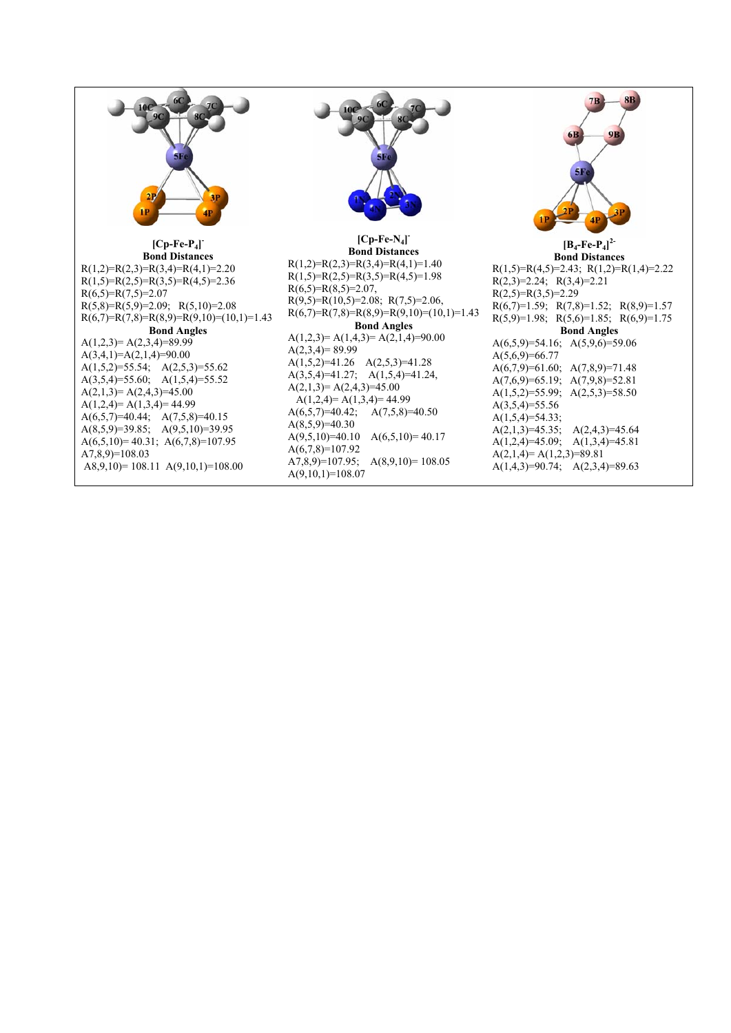### $[Cp\text{-}Fe\text{-}P_4]^-$

**Bond Distances**

R(1,2)=R(2,3)=R(3,4)=R(4,1)=2.20
R(1,5)=R(2,5)=R(3,5)=R(4,5)=2.36
R(6,5)=R(7,5)=2.07
R(5,8)=R(5,9)=2.09; R(5,10)=2.08
R(6,7)=R(7,8)=R(8,9)=R(9,10)=(10,1)=1.43

**Bond Angles**

A(1,2,3)= A(2,3,4)=89.99
A(3,4,1)=A(2,1,4)=90.00
A(1,5,2)=55.54; A(2,5,3)=55.62
A(3,5,4)=55.60; A(1,5,4)=55.52
A(2,1,3)= A(2,4,3)=45.00
A(1,2,4)= A(1,3,4)= 44.99
A(6,5,7)=40.44; A(7,5,8)=40.15
A(8,5,9)=39.85; A(9,5,10)=39.95
A(6,5,10)= 40.31; A(6,7,8)=107.95
A7,8,9)=108.03
A8,9,10)= 108.11 A(9,10,1)=108.00

### $[Cp\text{-}Fe\text{-}N_4]^-$

**Bond Distances**

R(1,2)=R(2,3)=R(3,4)=R(4,1)=1.40
R(1,5)=R(2,5)=R(3,5)=R(4,5)=1.98
R(6,5)=R(8,5)=2.07,
R(9,5)=R(10,5)=2.08; R(7,5)=2.06,
R(6,7)=R(7,8)=R(8,9)=R(9,10)=(10,1)=1.43

**Bond Angles**

A(1,2,3)= A(1,4,3)= A(2,1,4)=90.00
A(2,3,4)= 89.99
A(1,5,2)=41.26 A(2,5,3)=41.28
A(3,5,4)=41.27; A(1,5,4)=41.24,
A(2,1,3)= A(2,4,3)=45.00
A(1,2,4)= A(1,3,4)= 44.99
A(6,5,7)=40.42; A(7,5,8)=40.50
A(8,5,9)=40.30
A(9,5,10)=40.10 A(6,5,10)= 40.17
A(6,7,8)=107.92
A7,8,9)=107.95; A(8,9,10)= 108.05
A(9,10,1)=108.07

### $[B_4\text{-}Fe\text{-}P_4]^{2-}$

**Bond Distances**

R(1,5)=R(4,5)=2.43; R(1,2)=R(1,4)=2.22
R(2,3)=2.24; R(3,4)=2.21
R(2,5)=R(3,5)=2.29
R(6,7)=1.59; R(7,8)=1.52; R(8,9)=1.57
R(5,9)=1.98; R(5,6)=1.85; R(6,9)=1.75

**Bond Angles**

A(6,5,9)=54.16; A(5,9,6)=59.06
A(5,6,9)=66.77
A(6,7,9)=61.60; A(7,8,9)=71.48
A(7,6,9)=65.19; A(7,9,8)=52.81
A(1,5,2)=55.99; A(2,5,3)=58.50
A(3,5,4)=55.56
A(1,5,4)=54.33;
A(2,1,3)=45.35; A(2,4,3)=45.64
A(1,2,4)=45.09; A(1,3,4)=45.81
A(2,1,4)= A(1,2,3)=89.81
A(1,4,3)=90.74; A(2,3,4)=89.63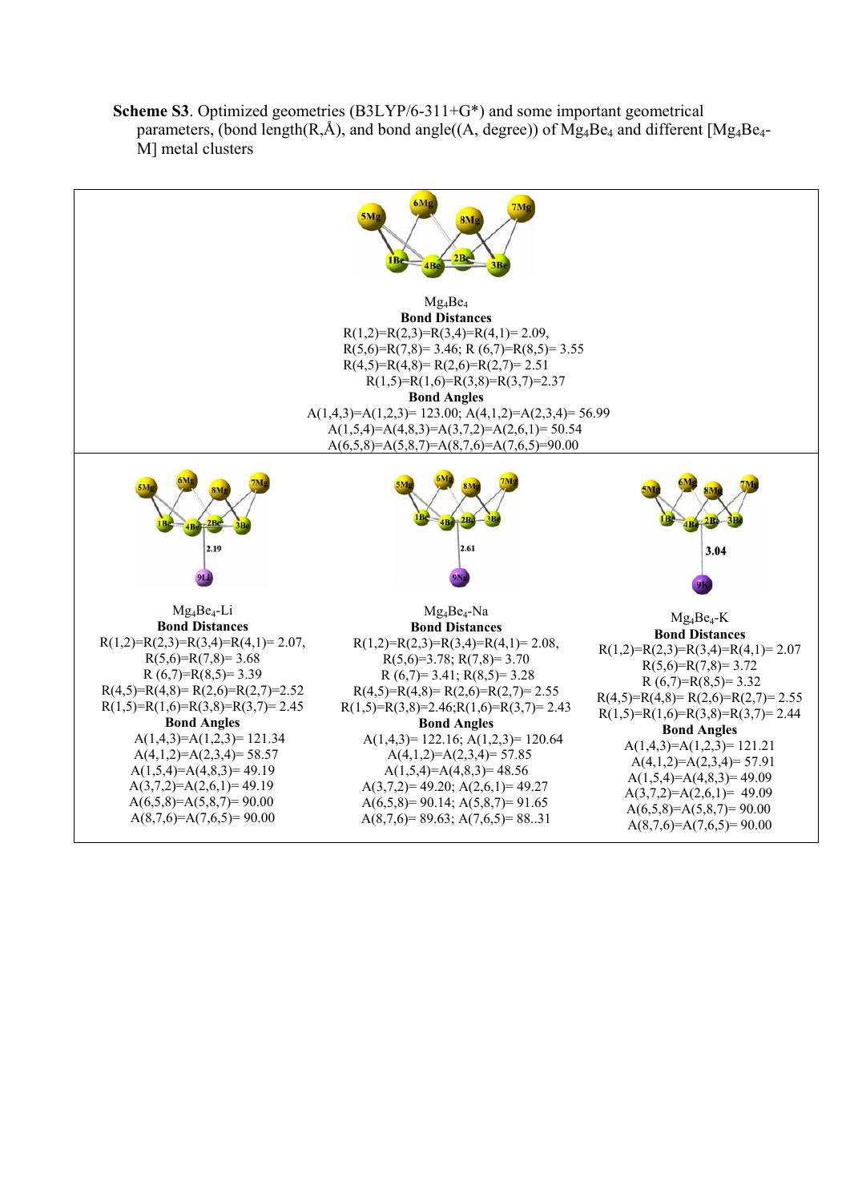**Scheme S3**. Optimized geometries (B3LYP/6-311+G*) and some important geometrical parameters, (bond length(R,Å), and bond angle((A, degree)) of $Mg_4Be_4$ and different [$Mg_4Be_4$-M] metal clusters

$Mg_4Be_4$

**Bond Distances**

R(1,2)=R(2,3)=R(3,4)=R(4,1)= 2.09,
R(5,6)=R(7,8)= 3.46; R (6,7)=R(8,5)= 3.55
R(4,5)=R(4,8)= R(2,6)=R(2,7)= 2.51
R(1,5)=R(1,6)=R(3,8)=R(3,7)=2.37

**Bond Angles**

A(1,4,3)=A(1,2,3)= 123.00; A(4,1,2)=A(2,3,4)= 56.99
A(1,5,4)=A(4,8,3)=A(3,7,2)=A(2,6,1)= 50.54
A(6,5,8)=A(5,8,7)=A(8,7,6)=A(7,6,5)=90.00

$Mg_4Be_4$-Li

**Bond Distances**

R(1,2)=R(2,3)=R(3,4)=R(4,1)= 2.07,
R(5,6)=R(7,8)= 3.68
R (6,7)=R(8,5)= 3.39
R(4,5)=R(4,8)= R(2,6)=R(2,7)=2.52
R(1,5)=R(1,6)=R(3,8)=R(3,7)= 2.45

**Bond Angles**

A(1,4,3)=A(1,2,3)= 121.34
A(4,1,2)=A(2,3,4)= 58.57
A(1,5,4)=A(4,8,3)= 49.19
A(3,7,2)=A(2,6,1)= 49.19
A(6,5,8)=A(5,8,7)= 90.00
A(8,7,6)=A(7,6,5)= 90.00

$Mg_4Be_4$-Na

**Bond Distances**

R(1,2)=R(2,3)=R(3,4)=R(4,1)= 2.08,
R(5,6)=3.78; R(7,8)= 3.70
R (6,7)= 3.41; R(8,5)= 3.28
R(4,5)=R(4,8)= R(2,6)=R(2,7)= 2.55
R(1,5)=R(3,8)=2.46;R(1,6)=R(3,7)= 2.43

**Bond Angles**

A(1,4,3)= 122.16; A(1,2,3)= 120.64
A(4,1,2)=A(2,3,4)= 57.85
A(1,5,4)=A(4,8,3)= 48.56
A(3,7,2)= 49.20; A(2,6,1)= 49.27
A(6,5,8)= 90.14; A(5,8,7)= 91.65
A(8,7,6)= 89.63; A(7,6,5)= 88..31

$Mg_4Be_4$-K

**Bond Distances**

R(1,2)=R(2,3)=R(3,4)=R(4,1)= 2.07
R(5,6)=R(7,8)= 3.72
R (6,7)=R(8,5)= 3.32
R(4,5)=R(4,8)= R(2,6)=R(2,7)= 2.55
R(1,5)=R(1,6)=R(3,8)=R(3,7)= 2.44

**Bond Angles**

A(1,4,3)=A(1,2,3)= 121.21
A(4,1,2)=A(2,3,4)= 57.91
A(1,5,4)=A(4,8,3)= 49.09
A(3,7,2)=A(2,6,1)= 49.09
A(6,5,8)=A(5,8,7)= 90.00
A(8,7,6)=A(7,6,5)= 90.00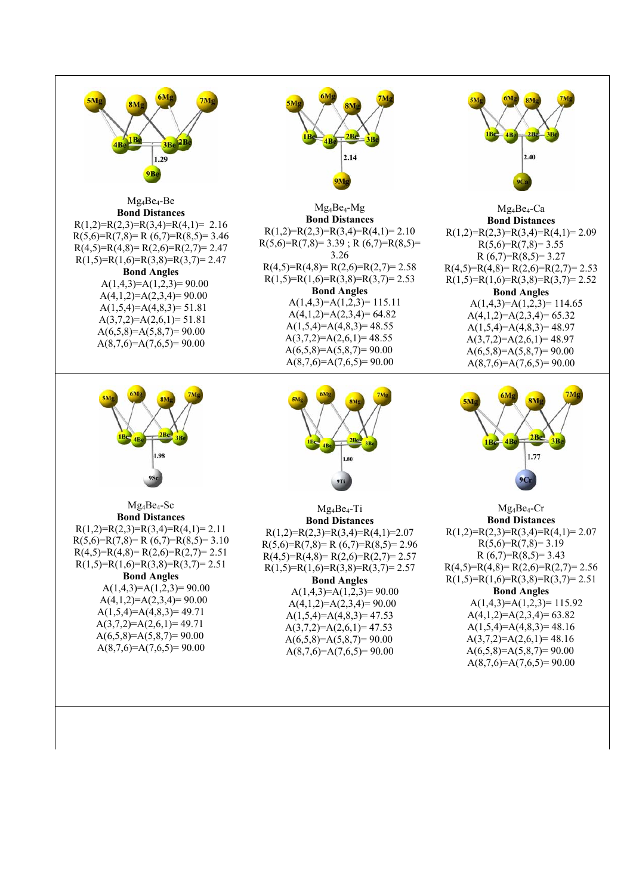$Mg_4Be_4$-Be

**Bond Distances**

R(1,2)=R(2,3)=R(3,4)=R(4,1)= 2.16
R(5,6)=R(7,8)= R (6,7)=R(8,5)= 3.46
R(4,5)=R(4,8)= R(2,6)=R(2,7)= 2.47
R(1,5)=R(1,6)=R(3,8)=R(3,7)= 2.47

**Bond Angles**

A(1,4,3)=A(1,2,3)= 90.00
A(4,1,2)=A(2,3,4)= 90.00
A(1,5,4)=A(4,8,3)= 51.81
A(3,7,2)=A(2,6,1)= 51.81
A(6,5,8)=A(5,8,7)= 90.00
A(8,7,6)=A(7,6,5)= 90.00

$Mg_4Be_4$-Mg

**Bond Distances**

R(1,2)=R(2,3)=R(3,4)=R(4,1)= 2.10
R(5,6)=R(7,8)= 3.39 ; R (6,7)=R(8,5)= 3.26
R(4,5)=R(4,8)= R(2,6)=R(2,7)= 2.58
R(1,5)=R(1,6)=R(3,8)=R(3,7)= 2.53

**Bond Angles**

A(1,4,3)=A(1,2,3)= 115.11
A(4,1,2)=A(2,3,4)= 64.82
A(1,5,4)=A(4,8,3)= 48.55
A(3,7,2)=A(2,6,1)= 48.55
A(6,5,8)=A(5,8,7)= 90.00
A(8,7,6)=A(7,6,5)= 90.00

$Mg_4Be_4$-Ca

**Bond Distances**

R(1,2)=R(2,3)=R(3,4)=R(4,1)= 2.09
R(5,6)=R(7,8)= 3.55
R (6,7)=R(8,5)= 3.27
R(4,5)=R(4,8)= R(2,6)=R(2,7)= 2.53
R(1,5)=R(1,6)=R(3,8)=R(3,7)= 2.52

**Bond Angles**

A(1,4,3)=A(1,2,3)= 114.65
A(4,1,2)=A(2,3,4)= 65.32
A(1,5,4)=A(4,8,3)= 48.97
A(3,7,2)=A(2,6,1)= 48.97
A(6,5,8)=A(5,8,7)= 90.00
A(8,7,6)=A(7,6,5)= 90.00

$Mg_4Be_4$-Sc

**Bond Distances**

R(1,2)=R(2,3)=R(3,4)=R(4,1)= 2.11
R(5,6)=R(7,8)= R (6,7)=R(8,5)= 3.10
R(4,5)=R(4,8)= R(2,6)=R(2,7)= 2.51
R(1,5)=R(1,6)=R(3,8)=R(3,7)= 2.51

**Bond Angles**

A(1,4,3)=A(1,2,3)= 90.00
A(4,1,2)=A(2,3,4)= 90.00
A(1,5,4)=A(4,8,3)= 49.71
A(3,7,2)=A(2,6,1)= 49.71
A(6,5,8)=A(5,8,7)= 90.00
A(8,7,6)=A(7,6,5)= 90.00

$Mg_4Be_4$-Ti

**Bond Distances**

R(1,2)=R(2,3)=R(3,4)=R(4,1)=2.07
R(5,6)=R(7,8)= R (6,7)=R(8,5)= 2.96
R(4,5)=R(4,8)= R(2,6)=R(2,7)= 2.57
R(1,5)=R(1,6)=R(3,8)=R(3,7)= 2.57

**Bond Angles**

A(1,4,3)=A(1,2,3)= 90.00
A(4,1,2)=A(2,3,4)= 90.00
A(1,5,4)=A(4,8,3)= 47.53
A(3,7,2)=A(2,6,1)= 47.53
A(6,5,8)=A(5,8,7)= 90.00
A(8,7,6)=A(7,6,5)= 90.00

$Mg_4Be_4$-Cr

**Bond Distances**

R(1,2)=R(2,3)=R(3,4)=R(4,1)= 2.07
R(5,6)=R(7,8)= 3.19
R (6,7)=R(8,5)= 3.43
R(4,5)=R(4,8)= R(2,6)=R(2,7)= 2.56
R(1,5)=R(1,6)=R(3,8)=R(3,7)= 2.51

**Bond Angles**

A(1,4,3)=A(1,2,3)= 115.92
A(4,1,2)=A(2,3,4)= 63.82
A(1,5,4)=A(4,8,3)= 48.16
A(3,7,2)=A(2,6,1)= 48.16
A(6,5,8)=A(5,8,7)= 90.00
A(8,7,6)=A(7,6,5)= 90.00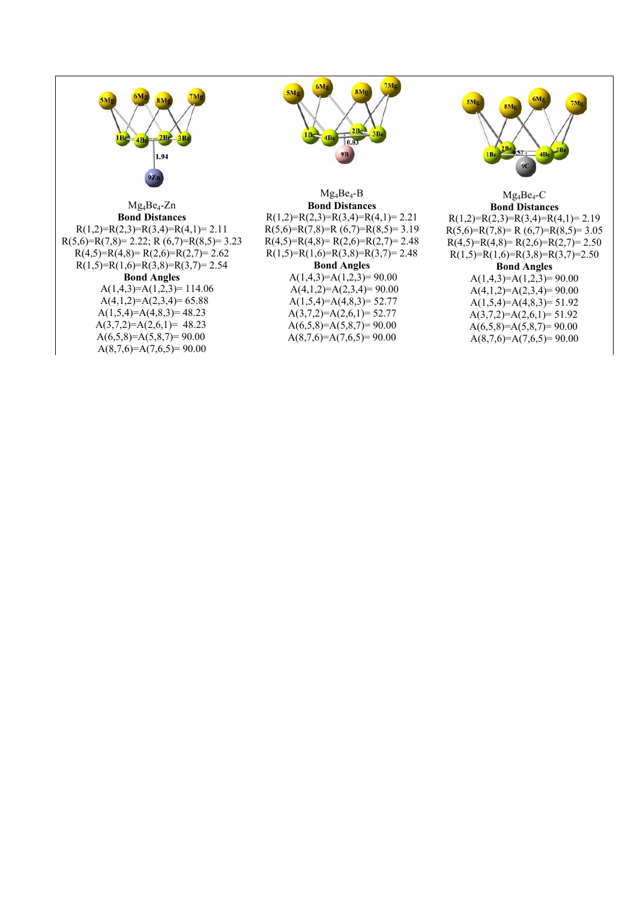$Mg_4Be_4$-Zn

**Bond Distances**

R(1,2)=R(2,3)=R(3,4)=R(4,1)= 2.11

R(5,6)=R(7,8)= 2.22; R (6,7)=R(8,5)= 3.23

R(4,5)=R(4,8)= R(2,6)=R(2,7)= 2.62

R(1,5)=R(1,6)=R(3,8)=R(3,7)= 2.54

**Bond Angles**

A(1,4,3)=A(1,2,3)= 114.06

A(4,1,2)=A(2,3,4)= 65.88

A(1,5,4)=A(4,8,3)= 48.23

A(3,7,2)=A(2,6,1)= 48.23

A(6,5,8)=A(5,8,7)= 90.00

A(8,7,6)=A(7,6,5)= 90.00

$Mg_4Be_4$-B

**Bond Distances**

R(1,2)=R(2,3)=R(3,4)=R(4,1)= 2.21

R(5,6)=R(7,8)=R (6,7)=R(8,5)= 3.19

R(4,5)=R(4,8)= R(2,6)=R(2,7)= 2.48

R(1,5)=R(1,6)=R(3,8)=R(3,7)= 2.48

**Bond Angles**

A(1,4,3)=A(1,2,3)= 90.00

A(4,1,2)=A(2,3,4)= 90.00

A(1,5,4)=A(4,8,3)= 52.77

A(3,7,2)=A(2,6,1)= 52.77

A(6,5,8)=A(5,8,7)= 90.00

A(8,7,6)=A(7,6,5)= 90.00

$Mg_4Be_4$-C

**Bond Distances**

R(1,2)=R(2,3)=R(3,4)=R(4,1)= 2.19

R(5,6)=R(7,8)= R (6,7)=R(8,5)= 3.05

R(4,5)=R(4,8)= R(2,6)=R(2,7)= 2.50

R(1,5)=R(1,6)=R(3,8)=R(3,7)=2.50

**Bond Angles**

A(1,4,3)=A(1,2,3)= 90.00

A(4,1,2)=A(2,3,4)= 90.00

A(1,5,4)=A(4,8,3)= 51.92

A(3,7,2)=A(2,6,1)= 51.92

A(6,5,8)=A(5,8,7)= 90.00

A(8,7,6)=A(7,6,5)= 90.00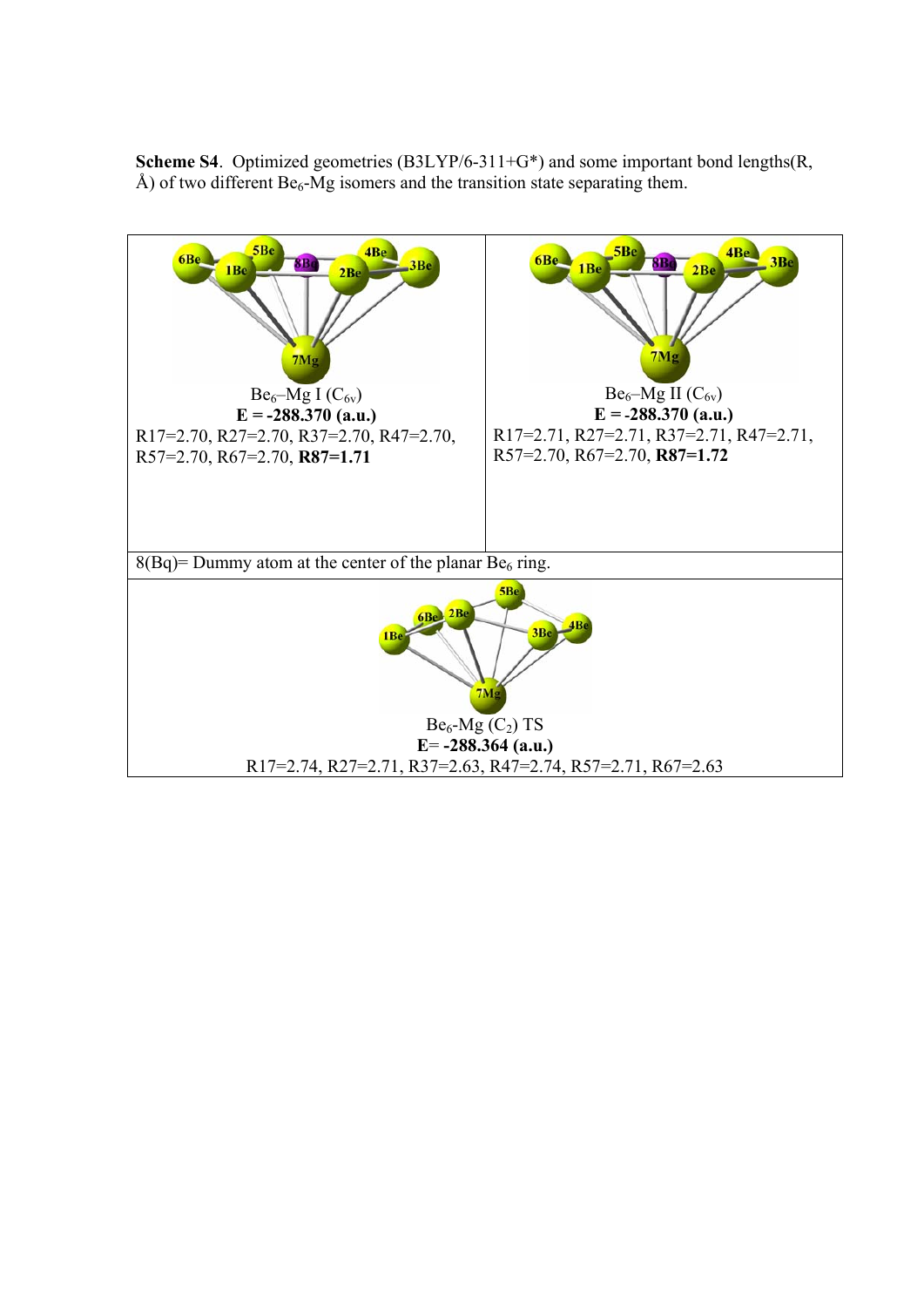**Scheme S4**. Optimized geometries (B3LYP/6-311+G*) and some important bond lengths(R, Å) of two different $Be_6$-Mg isomers and the transition state separating them.

| $Be_6$–Mg I ($C_{6v}$)<br>**E = -288.370 (a.u.)**<br>R17=2.70, R27=2.70, R37=2.70, R47=2.70, R57=2.70, R67=2.70, **R87=1.71** | $Be_6$–Mg II ($C_{6v}$)<br>**E = -288.370 (a.u.)**<br>R17=2.71, R27=2.71, R37=2.71, R47=2.71, R57=2.70, R67=2.70, **R87=1.72** |
|---|---|
| 8(Bq)= Dummy atom at the center of the planar $Be_6$ ring. | |
| $Be_6$-Mg ($C_2$) TS<br>**E= -288.364 (a.u.)**<br>R17=2.74, R27=2.71, R37=2.63, R47=2.74, R57=2.71, R67=2.63 | |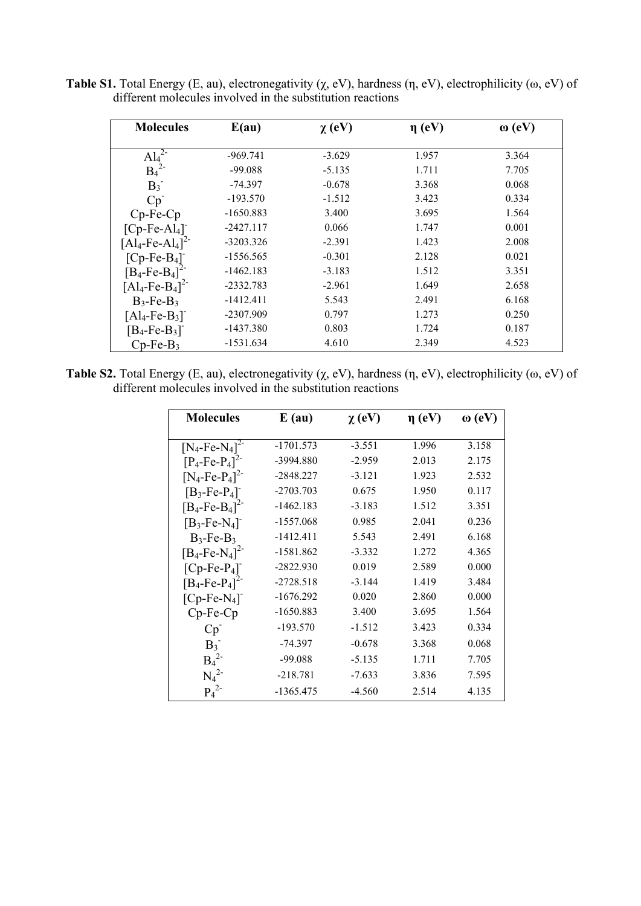**Table S1.** Total Energy (E, au), electronegativity (χ, eV), hardness (η, eV), electrophilicity (ω, eV) of different molecules involved in the substitution reactions

| Molecules | E(au) | χ (eV) | η (eV) | ω (eV) |
|---|---|---|---|---|
| $Al_4^{2-}$ | -969.741 | -3.629 | 1.957 | 3.364 |
| $B_4^{2-}$ | -99.088 | -5.135 | 1.711 | 7.705 |
| $B_3^-$ | -74.397 | -0.678 | 3.368 | 0.068 |
| $Cp^-$ | -193.570 | -1.512 | 3.423 | 0.334 |
| Cp-Fe-Cp | -1650.883 | 3.400 | 3.695 | 1.564 |
| $[Cp\text{-}Fe\text{-}Al_4]^-$ | -2427.117 | 0.066 | 1.747 | 0.001 |
| $[Al_4\text{-}Fe\text{-}Al_4]^{2-}$ | -3203.326 | -2.391 | 1.423 | 2.008 |
| $[Cp\text{-}Fe\text{-}B_4]^-$ | -1556.565 | -0.301 | 2.128 | 0.021 |
| $[B_4\text{-}Fe\text{-}B_4]^{2-}$ | -1462.183 | -3.183 | 1.512 | 3.351 |
| $[Al_4\text{-}Fe\text{-}B_4]^{2-}$ | -2332.783 | -2.961 | 1.649 | 2.658 |
| $B_3\text{-}Fe\text{-}B_3$ | -1412.411 | 5.543 | 2.491 | 6.168 |
| $[Al_4\text{-}Fe\text{-}B_3]^-$ | -2307.909 | 0.797 | 1.273 | 0.250 |
| $[B_4\text{-}Fe\text{-}B_3]^-$ | -1437.380 | 0.803 | 1.724 | 0.187 |
| $Cp\text{-}Fe\text{-}B_3$ | -1531.634 | 4.610 | 2.349 | 4.523 |

**Table S2.** Total Energy (E, au), electronegativity (χ, eV), hardness (η, eV), electrophilicity (ω, eV) of different molecules involved in the substitution reactions

| Molecules | E (au) | χ (eV) | η (eV) | ω (eV) |
|---|---|---|---|---|
| $[N_4\text{-}Fe\text{-}N_4]^{2-}$ | -1701.573 | -3.551 | 1.996 | 3.158 |
| $[P_4\text{-}Fe\text{-}P_4]^{2-}$ | -3994.880 | -2.959 | 2.013 | 2.175 |
| $[N_4\text{-}Fe\text{-}P_4]^{2-}$ | -2848.227 | -3.121 | 1.923 | 2.532 |
| $[B_3\text{-}Fe\text{-}P_4]^-$ | -2703.703 | 0.675 | 1.950 | 0.117 |
| $[B_4\text{-}Fe\text{-}B_4]^{2-}$ | -1462.183 | -3.183 | 1.512 | 3.351 |
| $[B_3\text{-}Fe\text{-}N_4]^-$ | -1557.068 | 0.985 | 2.041 | 0.236 |
| $B_3\text{-}Fe\text{-}B_3$ | -1412.411 | 5.543 | 2.491 | 6.168 |
| $[B_4\text{-}Fe\text{-}N_4]^{2-}$ | -1581.862 | -3.332 | 1.272 | 4.365 |
| $[Cp\text{-}Fe\text{-}P_4]^-$ | -2822.930 | 0.019 | 2.589 | 0.000 |
| $[B_4\text{-}Fe\text{-}P_4]^{2-}$ | -2728.518 | -3.144 | 1.419 | 3.484 |
| $[Cp\text{-}Fe\text{-}N_4]^-$ | -1676.292 | 0.020 | 2.860 | 0.000 |
| Cp-Fe-Cp | -1650.883 | 3.400 | 3.695 | 1.564 |
| $Cp^-$ | -193.570 | -1.512 | 3.423 | 0.334 |
| $B_3^-$ | -74.397 | -0.678 | 3.368 | 0.068 |
| $B_4^{2-}$ | -99.088 | -5.135 | 1.711 | 7.705 |
| $N_4^{2-}$ | -218.781 | -7.633 | 3.836 | 7.595 |
| $P_4^{2-}$ | -1365.475 | -4.560 | 2.514 | 4.135 |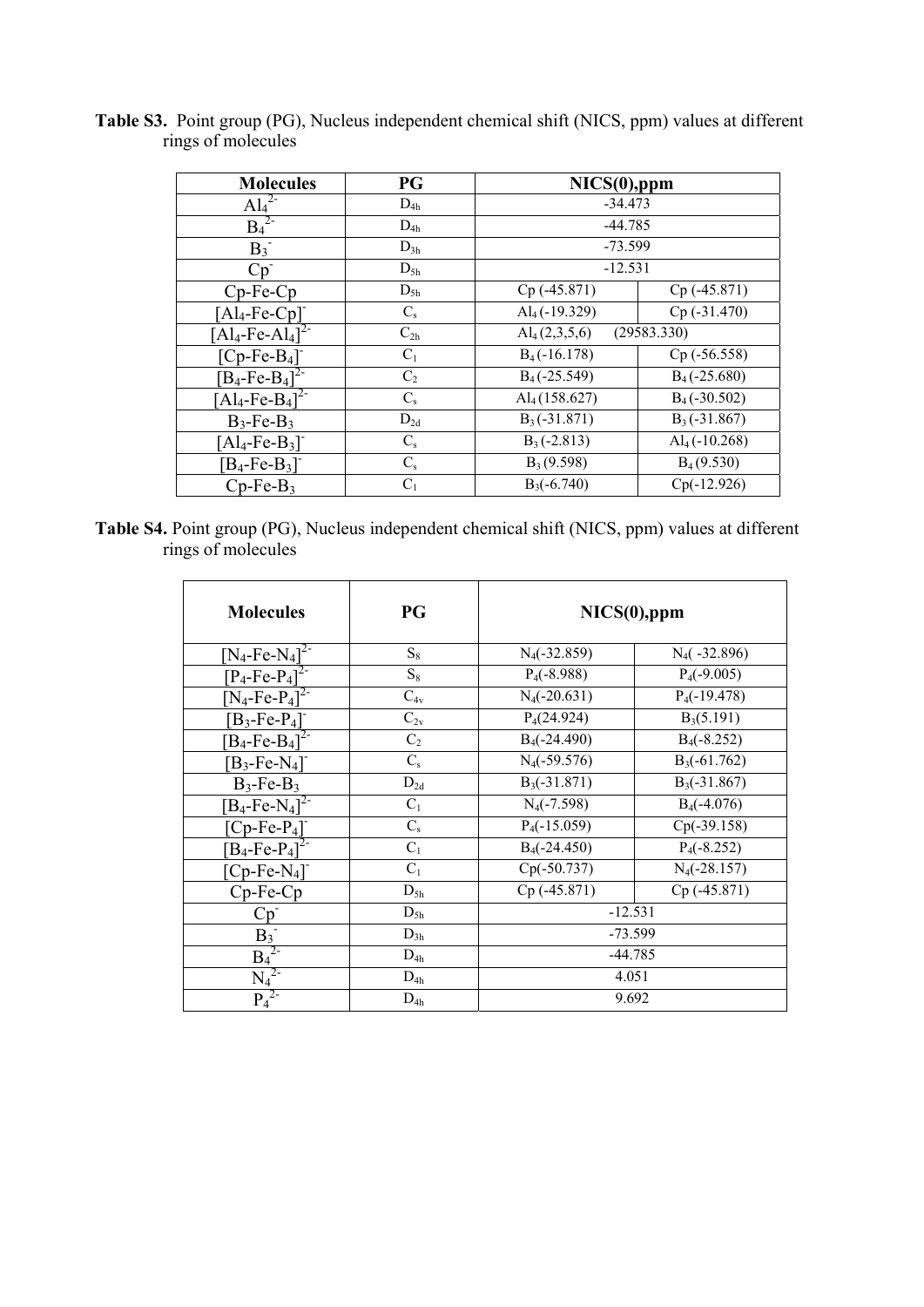**Table S3.** Point group (PG), Nucleus independent chemical shift (NICS, ppm) values at different rings of molecules

| Molecules | PG | NICS(0),ppm | |
|---|---|---|---|
| $Al_4^{2-}$ | $D_{4h}$ | -34.473 | |
| $B_4^{2-}$ | $D_{4h}$ | -44.785 | |
| $B_3^-$ | $D_{3h}$ | -73.599 | |
| $Cp^-$ | $D_{5h}$ | -12.531 | |
| Cp-Fe-Cp | $D_{5h}$ | Cp (-45.871) | Cp (-45.871) |
| $[Al_4\text{-Fe-Cp}]^-$ | $C_s$ | $Al_4$ (-19.329) | Cp (-31.470) |
| $[Al_4\text{-Fe-}Al_4]^{2-}$ | $C_{2h}$ | $Al_4$ (2,3,5,6) (29583.330) | |
| $[Cp\text{-Fe-}B_4]^-$ | $C_1$ | $B_4$ (-16.178) | Cp (-56.558) |
| $[B_4\text{-Fe-}B_4]^{2-}$ | $C_2$ | $B_4$ (-25.549) | $B_4$ (-25.680) |
| $[Al_4\text{-Fe-}B_4]^{2-}$ | $C_s$ | $Al_4$ (158.627) | $B_4$ (-30.502) |
| $B_3\text{-Fe-}B_3$ | $D_{2d}$ | $B_3$ (-31.871) | $B_3$ (-31.867) |
| $[Al_4\text{-Fe-}B_3]^-$ | $C_s$ | $B_3$ (-2.813) | $Al_4$ (-10.268) |
| $[B_4\text{-Fe-}B_3]^-$ | $C_s$ | $B_3$ (9.598) | $B_4$ (9.530) |
| $Cp\text{-Fe-}B_3$ | $C_1$ | $B_3$(-6.740) | Cp(-12.926) |

**Table S4.** Point group (PG), Nucleus independent chemical shift (NICS, ppm) values at different rings of molecules

| Molecules | PG | NICS(0),ppm | |
|---|---|---|---|
| $[N_4\text{-Fe-}N_4]^{2-}$ | $S_8$ | $N_4$(-32.859) | $N_4$( -32.896) |
| $[P_4\text{-Fe-}P_4]^{2-}$ | $S_8$ | $P_4$(-8.988) | $P_4$(-9.005) |
| $[N_4\text{-Fe-}P_4]^{2-}$ | $C_{4v}$ | $N_4$(-20.631) | $P_4$(-19.478) |
| $[B_3\text{-Fe-}P_4]^-$ | $C_{2v}$ | $P_4$(24.924) | $B_3$(5.191) |
| $[B_4\text{-Fe-}B_4]^{2-}$ | $C_2$ | $B_4$(-24.490) | $B_4$(-8.252) |
| $[B_3\text{-Fe-}N_4]^-$ | $C_s$ | $N_4$(-59.576) | $B_3$(-61.762) |
| $B_3\text{-Fe-}B_3$ | $D_{2d}$ | $B_3$(-31.871) | $B_3$(-31.867) |
| $[B_4\text{-Fe-}N_4]^{2-}$ | $C_1$ | $N_4$(-7.598) | $B_4$(-4.076) |
| $[Cp\text{-Fe-}P_4]^-$ | $C_s$ | $P_4$(-15.059) | Cp(-39.158) |
| $[B_4\text{-Fe-}P_4]^{2-}$ | $C_1$ | $B_4$(-24.450) | $P_4$(-8.252) |
| $[Cp\text{-Fe-}N_4]^-$ | $C_1$ | Cp(-50.737) | $N_4$(-28.157) |
| Cp-Fe-Cp | $D_{5h}$ | Cp (-45.871) | Cp (-45.871) |
| $Cp^-$ | $D_{5h}$ | -12.531 | |
| $B_3^-$ | $D_{3h}$ | -73.599 | |
| $B_4^{2-}$ | $D_{4h}$ | -44.785 | |
| $N_4^{2-}$ | $D_{4h}$ | 4.051 | |
| $P_4^{2-}$ | $D_{4h}$ | 9.692 | |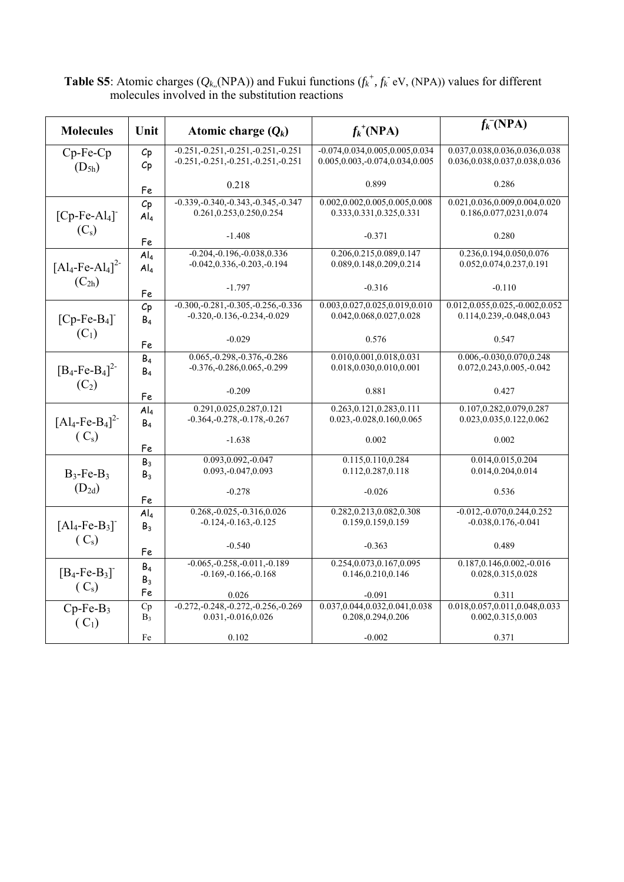**Table S5**: Atomic charges ($Q_{k,}$(NPA)) and Fukui functions ($f_k^+$, $f_k^-$ eV, (NPA)) values for different molecules involved in the substitution reactions

| Molecules | Unit | Atomic charge ($Q_k$) | $f_k^+$(NPA) | $f_k^-$(NPA) |
|---|---|---|---|---|
| Cp-Fe-Cp ($D_{5h}$) | Cp | -0.251,-0.251,-0.251,-0.251,-0.251 | -0.074,0.034,0.005,0.005,0.034 | 0.037,0.038,0.036,0.036,0.038 |
| | Cp | -0.251,-0.251,-0.251,-0.251,-0.251 | 0.005,0.003,-0.074,0.034,0.005 | 0.036,0.038,0.037,0.038,0.036 |
| | Fe | 0.218 | 0.899 | 0.286 |
| $[Cp\text{-}Fe\text{-}Al_4]^-$ ($C_s$) | Cp | -0.339,-0.340,-0.343,-0.345,-0.347 | 0.002,0.002,0.005,0.005,0.008 | 0.021,0.036,0.009,0.004,0.020 |
| | $Al_4$ | 0.261,0.253,0.250,0.254 | 0.333,0.331,0.325,0.331 | 0.186,0.077,0231,0.074 |
| | Fe | -1.408 | -0.371 | 0.280 |
| $[Al_4\text{-}Fe\text{-}Al_4]^{2-}$ ($C_{2h}$) | $Al_4$ | -0.204,-0.196,-0.038,0.336 | 0.206,0.215,0.089,0.147 | 0.236,0.194,0.050,0.076 |
| | $Al_4$ | -0.042,0.336,-0.203,-0.194 | 0.089,0.148,0.209,0.214 | 0.052,0.074,0.237,0.191 |
| | Fe | -1.797 | -0.316 | -0.110 |
| $[Cp\text{-}Fe\text{-}B_4]^-$ ($C_1$) | Cp | -0.300,-0.281,-0.305,-0.256,-0.336 | 0.003,0.027,0.025,0.019,0.010 | 0.012,0.055,0.025,-0.002,0.052 |
| | $B_4$ | -0.320,-0.136,-0.234,-0.029 | 0.042,0.068,0.027,0.028 | 0.114,0.239,-0.048,0.043 |
| | Fe | -0.029 | 0.576 | 0.547 |
| $[B_4\text{-}Fe\text{-}B_4]^{2-}$ ($C_2$) | $B_4$ | 0.065,-0.298,-0.376,-0.286 | 0.010,0.001,0.018,0.031 | 0.006,-0.030,0.070,0.248 |
| | $B_4$ | -0.376,-0.286,0.065,-0.299 | 0.018,0.030,0.010,0.001 | 0.072,0.243,0.005,-0.042 |
| | Fe | -0.209 | 0.881 | 0.427 |
| $[Al_4\text{-}Fe\text{-}B_4]^{2-}$ ( $C_s$) | $Al_4$ | 0.291,0.025,0.287,0.121 | 0.263,0.121,0.283,0.111 | 0.107,0.282,0.079,0.287 |
| | $B_4$ | -0.364,-0.278,-0.178,-0.267 | 0.023,-0.028,0.160,0.065 | 0.023,0.035,0.122,0.062 |
| | Fe | -1.638 | 0.002 | 0.002 |
| $B_3\text{-}Fe\text{-}B_3$ ($D_{2d}$) | $B_3$ | 0.093,0.092,-0.047 | 0.115,0.110,0.284 | 0.014,0.015,0.204 |
| | $B_3$ | 0.093,-0.047,0.093 | 0.112,0.287,0.118 | 0.014,0.204,0.014 |
| | Fe | -0.278 | -0.026 | 0.536 |
| $[Al_4\text{-}Fe\text{-}B_3]^-$ ( $C_s$) | $Al_4$ | 0.268,-0.025,-0.316,0.026 | 0.282,0.213,0.082,0.308 | -0.012,-0.070,0.244,0.252 |
| | $B_3$ | -0.124,-0.163,-0.125 | 0.159,0.159,0.159 | -0.038,0.176,-0.041 |
| | Fe | -0.540 | -0.363 | 0.489 |
| $[B_4\text{-}Fe\text{-}B_3]^-$ ( $C_s$) | $B_4$ | -0.065,-0.258,-0.011,-0.189 | 0.254,0.073,0.167,0.095 | 0.187,0.146,0.002,-0.016 |
| | $B_3$ | -0.169,-0.166,-0.168 | 0.146,0.210,0.146 | 0.028,0.315,0.028 |
| | Fe | 0.026 | -0.091 | 0.311 |
| $Cp\text{-}Fe\text{-}B_3$ ( $C_1$) | Cp | -0.272,-0.248,-0.272,-0.256,-0.269 | 0.037,0.044,0.032,0.041,0.038 | 0.018,0.057,0.011,0.048,0.033 |
| | $B_3$ | 0.031,-0.016,0.026 | 0.208,0.294,0.206 | 0.002,0.315,0.003 |
| | Fe | 0.102 | -0.002 | 0.371 |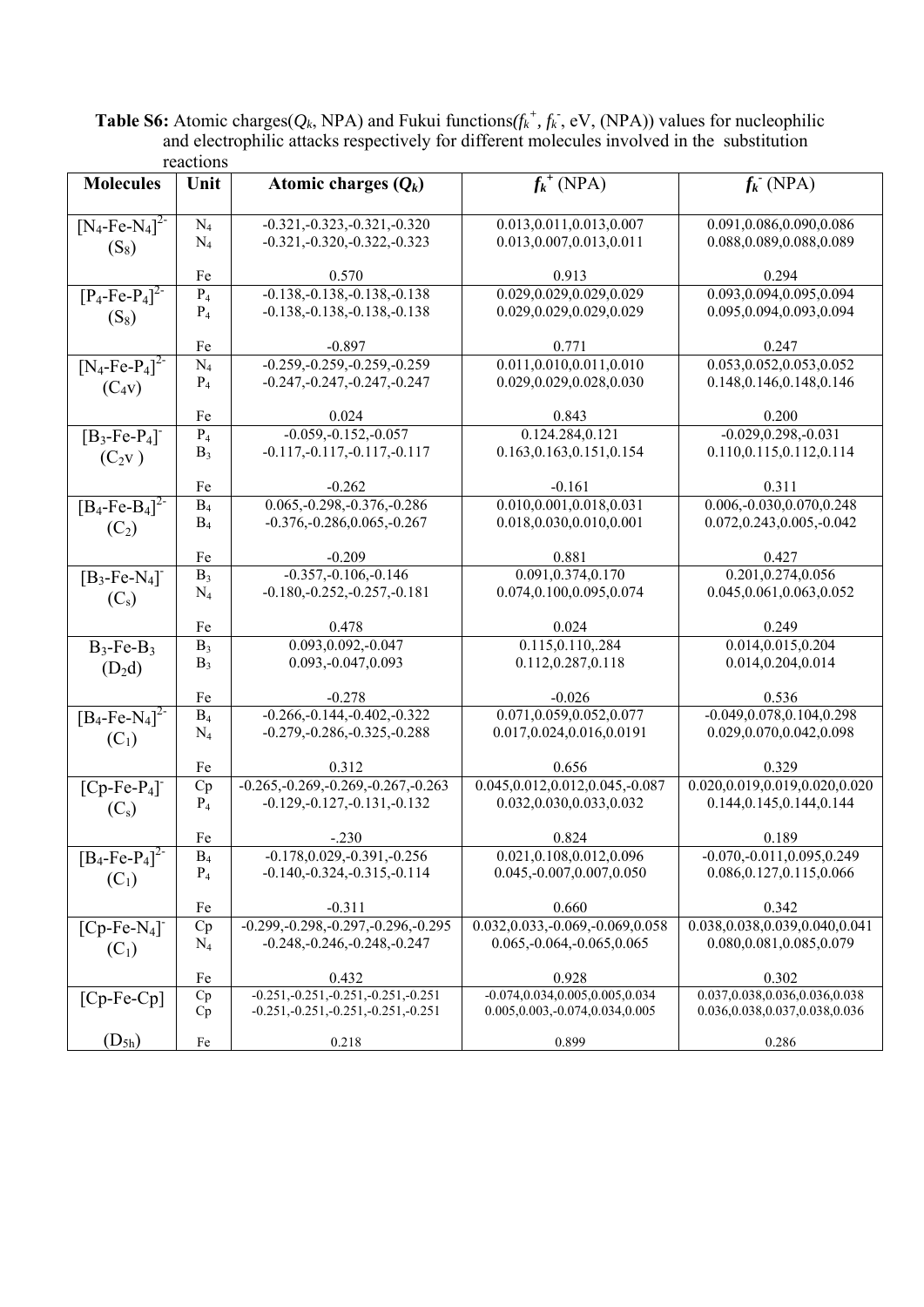**Table S6:** Atomic charges($Q_k$, NPA) and Fukui functions($f_k^+$, $f_k^-$, eV, (NPA)) values for nucleophilic and electrophilic attacks respectively for different molecules involved in the substitution reactions

| Molecules | Unit | Atomic charges ($Q_k$) | $f_k^+$ (NPA) | $f_k^-$ (NPA) |
|---|---|---|---|---|
| $[N_4\text{-}Fe\text{-}N_4]^{2-}$ ($S_8$) | $N_4$ | -0.321,-0.323,-0.321,-0.320 | 0.013,0.011,0.013,0.007 | 0.091,0.086,0.090,0.086 |
| | $N_4$ | -0.321,-0.320,-0.322,-0.323 | 0.013,0.007,0.013,0.011 | 0.088,0.089,0.088,0.089 |
| | Fe | 0.570 | 0.913 | 0.294 |
| $[P_4\text{-}Fe\text{-}P_4]^{2-}$ ($S_8$) | $P_4$ | -0.138,-0.138,-0.138,-0.138 | 0.029,0.029,0.029,0.029 | 0.093,0.094,0.095,0.094 |
| | $P_4$ | -0.138,-0.138,-0.138,-0.138 | 0.029,0.029,0.029,0.029 | 0.095,0.094,0.093,0.094 |
| | Fe | -0.897 | 0.771 | 0.247 |
| $[N_4\text{-}Fe\text{-}P_4]^{2-}$ ($C_4v$) | $N_4$ | -0.259,-0.259,-0.259,-0.259 | 0.011,0.010,0.011,0.010 | 0.053,0.052,0.053,0.052 |
| | $P_4$ | -0.247,-0.247,-0.247,-0.247 | 0.029,0.029,0.028,0.030 | 0.148,0.146,0.148,0.146 |
| | Fe | 0.024 | 0.843 | 0.200 |
| $[B_3\text{-}Fe\text{-}P_4]^-$ ($C_2v$ ) | $P_4$ | -0.059,-0.152,-0.057 | 0.124.284,0.121 | -0.029,0.298,-0.031 |
| | $B_3$ | -0.117,-0.117,-0.117,-0.117 | 0.163,0.163,0.151,0.154 | 0.110,0.115,0.112,0.114 |
| | Fe | -0.262 | -0.161 | 0.311 |
| $[B_4\text{-}Fe\text{-}B_4]^{2-}$ ($C_2$) | $B_4$ | 0.065,-0.298,-0.376,-0.286 | 0.010,0.001,0.018,0.031 | 0.006,-0.030,0.070,0.248 |
| | $B_4$ | -0.376,-0.286,0.065,-0.267 | 0.018,0.030,0.010,0.001 | 0.072,0.243,0.005,-0.042 |
| | Fe | -0.209 | 0.881 | 0.427 |
| $[B_3\text{-}Fe\text{-}N_4]^-$ ($C_s$) | $B_3$ | -0.357,-0.106,-0.146 | 0.091,0.374,0.170 | 0.201,0.274,0.056 |
| | $N_4$ | -0.180,-0.252,-0.257,-0.181 | 0.074,0.100,0.095,0.074 | 0.045,0.061,0.063,0.052 |
| | Fe | 0.478 | 0.024 | 0.249 |
| $B_3\text{-}Fe\text{-}B_3$ ($D_2d$) | $B_3$ | 0.093,0.092,-0.047 | 0.115,0.110,.284 | 0.014,0.015,0.204 |
| | $B_3$ | 0.093,-0.047,0.093 | 0.112,0.287,0.118 | 0.014,0.204,0.014 |
| | Fe | -0.278 | -0.026 | 0.536 |
| $[B_4\text{-}Fe\text{-}N_4]^{2-}$ ($C_1$) | $B_4$ | -0.266,-0.144,-0.402,-0.322 | 0.071,0.059,0.052,0.077 | -0.049,0.078,0.104,0.298 |
| | $N_4$ | -0.279,-0.286,-0.325,-0.288 | 0.017,0.024,0.016,0.0191 | 0.029,0.070,0.042,0.098 |
| | Fe | 0.312 | 0.656 | 0.329 |
| $[Cp\text{-}Fe\text{-}P_4]^-$ ($C_s$) | Cp | -0.265,-0.269,-0.269,-0.267,-0.263 | 0.045,0.012,0.012,0.045,-0.087 | 0.020,0.019,0.019,0.020,0.020 |
| | $P_4$ | -0.129,-0.127,-0.131,-0.132 | 0.032,0.030,0.033,0.032 | 0.144,0.145,0.144,0.144 |
| | Fe | -.230 | 0.824 | 0.189 |
| $[B_4\text{-}Fe\text{-}P_4]^{2-}$ ($C_1$) | $B_4$ | -0.178,0.029,-0.391,-0.256 | 0.021,0.108,0.012,0.096 | -0.070,-0.011,0.095,0.249 |
| | $P_4$ | -0.140,-0.324,-0.315,-0.114 | 0.045,-0.007,0.007,0.050 | 0.086,0.127,0.115,0.066 |
| | Fe | -0.311 | 0.660 | 0.342 |
| $[Cp\text{-}Fe\text{-}N_4]^-$ ($C_1$) | Cp | -0.299,-0.298,-0.297,-0.296,-0.295 | 0.032,0.033,-0.069,-0.069,0.058 | 0.038,0.038,0.039,0.040,0.041 |
| | $N_4$ | -0.248,-0.246,-0.248,-0.247 | 0.065,-0.064,-0.065,0.065 | 0.080,0.081,0.085,0.079 |
| | Fe | 0.432 | 0.928 | 0.302 |
| $[Cp\text{-}Fe\text{-}Cp]$ ($D_{5h}$) | Cp | -0.251,-0.251,-0.251,-0.251,-0.251 | -0.074,0.034,0.005,0.005,0.034 | 0.037,0.038,0.036,0.036,0.038 |
| | Cp | -0.251,-0.251,-0.251,-0.251,-0.251 | 0.005,0.003,-0.074,0.034,0.005 | 0.036,0.038,0.037,0.038,0.036 |
| | Fe | 0.218 | 0.899 | 0.286 |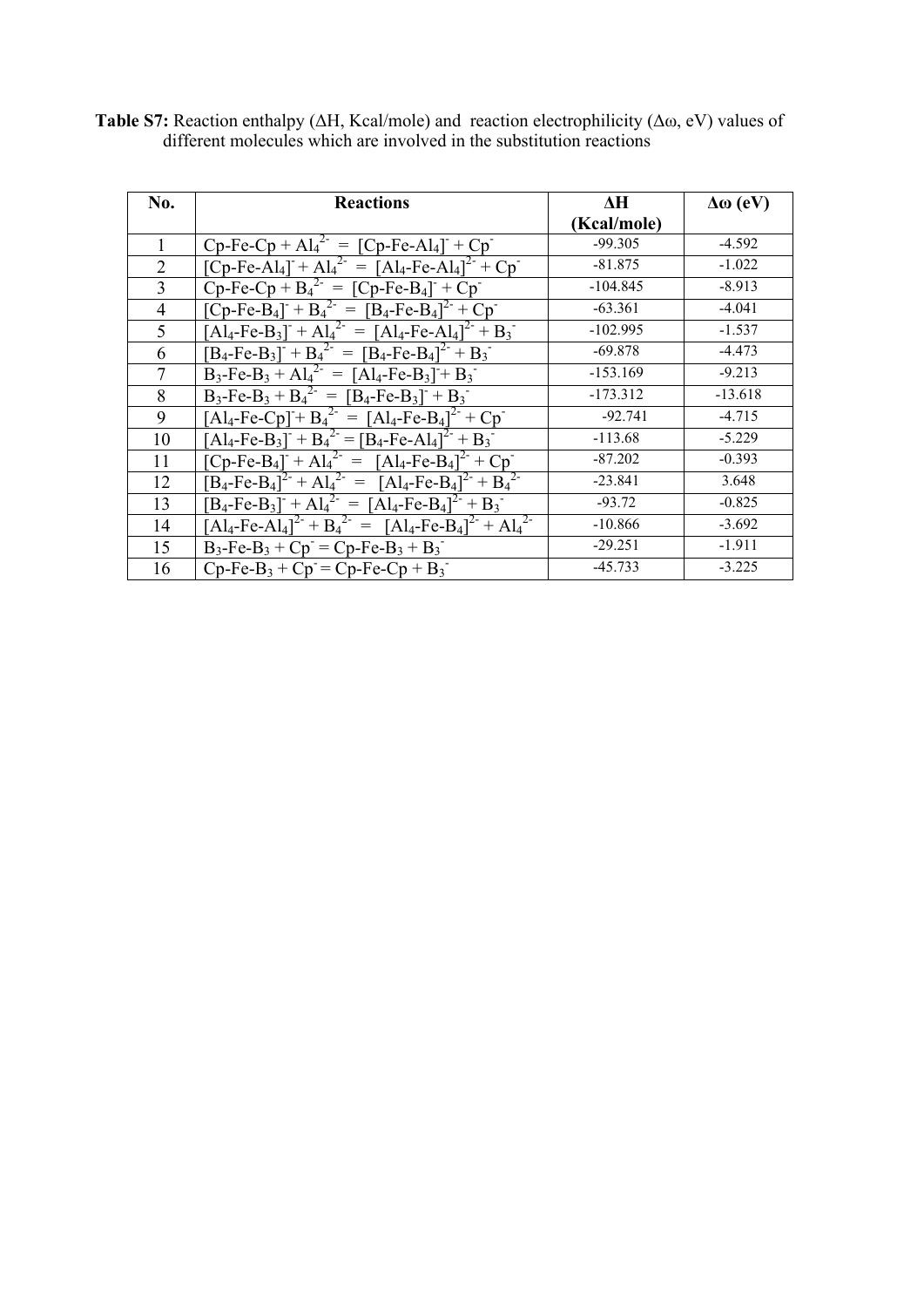**Table S7:** Reaction enthalpy (ΔH, Kcal/mole) and reaction electrophilicity (Δω, eV) values of different molecules which are involved in the substitution reactions

| No. | Reactions | ΔH (Kcal/mole) | Δω (eV) |
|---|---|---|---|
| 1 | Cp-Fe-Cp + $Al_4^{2-}$ = $[Cp\text{-}Fe\text{-}Al_4]^-$ + $Cp^-$ | -99.305 | -4.592 |
| 2 | $[Cp\text{-}Fe\text{-}Al_4]^-$ + $Al_4^{2-}$ = $[Al_4\text{-}Fe\text{-}Al_4]^{2-}$ + $Cp^-$ | -81.875 | -1.022 |
| 3 | Cp-Fe-Cp + $B_4^{2-}$ = $[Cp\text{-}Fe\text{-}B_4]^-$ + $Cp^-$ | -104.845 | -8.913 |
| 4 | $[Cp\text{-}Fe\text{-}B_4]^-$ + $B_4^{2-}$ = $[B_4\text{-}Fe\text{-}B_4]^{2-}$ + $Cp^-$ | -63.361 | -4.041 |
| 5 | $[Al_4\text{-}Fe\text{-}B_3]^-$ + $Al_4^{2-}$ = $[Al_4\text{-}Fe\text{-}Al_4]^{2-}$ + $B_3^-$ | -102.995 | -1.537 |
| 6 | $[B_4\text{-}Fe\text{-}B_3]^-$ + $B_4^{2-}$ = $[B_4\text{-}Fe\text{-}B_4]^{2-}$ + $B_3^-$ | -69.878 | -4.473 |
| 7 | $B_3\text{-}Fe\text{-}B_3$ + $Al_4^{2-}$ = $[Al_4\text{-}Fe\text{-}B_3]^-$ + $B_3^-$ | -153.169 | -9.213 |
| 8 | $B_3\text{-}Fe\text{-}B_3$ + $B_4^{2-}$ = $[B_4\text{-}Fe\text{-}B_3]^-$ + $B_3^-$ | -173.312 | -13.618 |
| 9 | $[Al_4\text{-}Fe\text{-}Cp]^-$ + $B_4^{2-}$ = $[Al_4\text{-}Fe\text{-}B_4]^{2-}$ + $Cp^-$ | -92.741 | -4.715 |
| 10 | $[Al_4\text{-}Fe\text{-}B_3]^-$ + $B_4^{2-}$ = $[B_4\text{-}Fe\text{-}Al_4]^{2-}$ + $B_3^-$ | -113.68 | -5.229 |
| 11 | $[Cp\text{-}Fe\text{-}B_4]^-$ + $Al_4^{2-}$ = $[Al_4\text{-}Fe\text{-}B_4]^{2-}$ + $Cp^-$ | -87.202 | -0.393 |
| 12 | $[B_4\text{-}Fe\text{-}B_4]^{2-}$ + $Al_4^{2-}$ = $[Al_4\text{-}Fe\text{-}B_4]^{2-}$ + $B_4^{2-}$ | -23.841 | 3.648 |
| 13 | $[B_4\text{-}Fe\text{-}B_3]^-$ + $Al_4^{2-}$ = $[Al_4\text{-}Fe\text{-}B_4]^{2-}$ + $B_3^-$ | -93.72 | -0.825 |
| 14 | $[Al_4\text{-}Fe\text{-}Al_4]^{2-}$ + $B_4^{2-}$ = $[Al_4\text{-}Fe\text{-}B_4]^{2-}$ + $Al_4^{2-}$ | -10.866 | -3.692 |
| 15 | $B_3\text{-}Fe\text{-}B_3$ + $Cp^-$ = $Cp\text{-}Fe\text{-}B_3$ + $B_3^-$ | -29.251 | -1.911 |
| 16 | $Cp\text{-}Fe\text{-}B_3$ + $Cp^-$ = Cp-Fe-Cp + $B_3^-$ | -45.733 | -3.225 |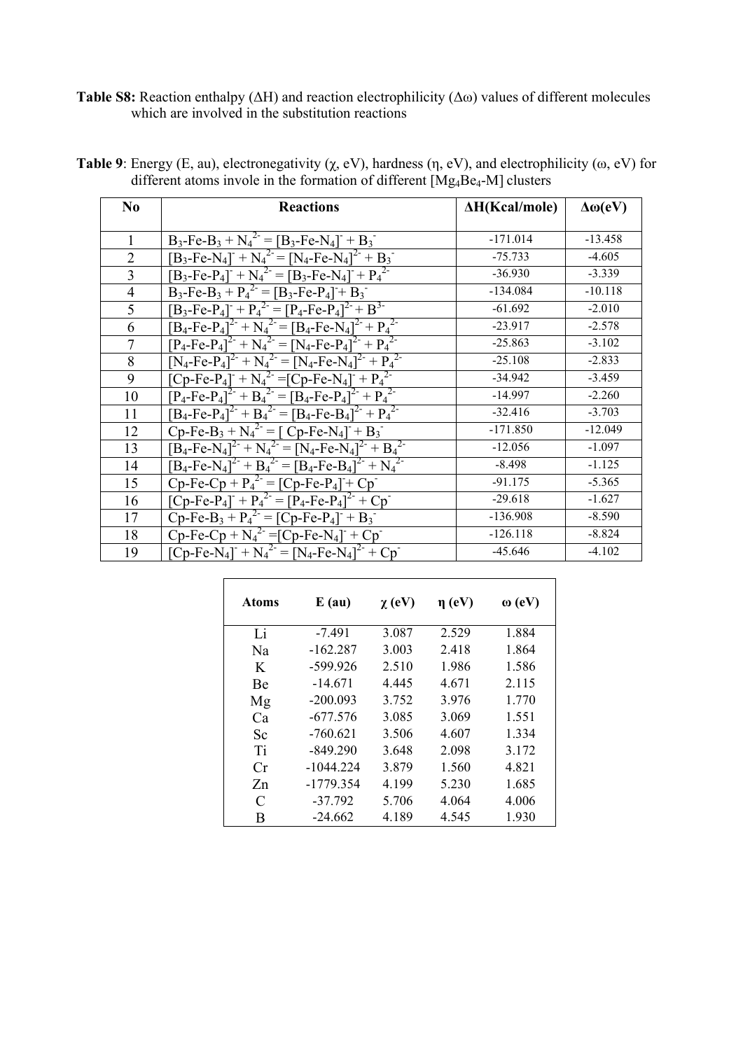**Table S8:** Reaction enthalpy (ΔH) and reaction electrophilicity (Δω) values of different molecules which are involved in the substitution reactions

**Table 9**: Energy (E, au), electronegativity (χ, eV), hardness (η, eV), and electrophilicity (ω, eV) for different atoms invole in the formation of different $[Mg_4Be_4\text{-}M]$ clusters

| No | Reactions | ΔH(Kcal/mole) | Δω(eV) |
|---|---|---|---|
| 1 | $B_3\text{-}Fe\text{-}B_3 + N_4^{2-} = [B_3\text{-}Fe\text{-}N_4]^- + B_3^-$ | -171.014 | -13.458 |
| 2 | $[B_3\text{-}Fe\text{-}N_4]^- + N_4^{2-} = [N_4\text{-}Fe\text{-}N_4]^{2-} + B_3^-$ | -75.733 | -4.605 |
| 3 | $[B_3\text{-}Fe\text{-}P_4]^- + N_4^{2-} = [B_3\text{-}Fe\text{-}N_4]^- + P_4^{2-}$ | -36.930 | -3.339 |
| 4 | $B_3\text{-}Fe\text{-}B_3 + P_4^{2-} = [B_3\text{-}Fe\text{-}P_4]^- + B_3^-$ | -134.084 | -10.118 |
| 5 | $[B_3\text{-}Fe\text{-}P_4]^- + P_4^{2-} = [P_4\text{-}Fe\text{-}P_4]^{2-} + B^{3-}$ | -61.692 | -2.010 |
| 6 | $[B_4\text{-}Fe\text{-}P_4]^{2-} + N_4^{2-} = [B_4\text{-}Fe\text{-}N_4]^{2-} + P_4^{2-}$ | -23.917 | -2.578 |
| 7 | $[P_4\text{-}Fe\text{-}P_4]^{2-} + N_4^{2-} = [N_4\text{-}Fe\text{-}P_4]^{2-} + P_4^{2-}$ | -25.863 | -3.102 |
| 8 | $[N_4\text{-}Fe\text{-}P_4]^{2-} + N_4^{2-} = [N_4\text{-}Fe\text{-}N_4]^{2-} + P_4^{2-}$ | -25.108 | -2.833 |
| 9 | $[Cp\text{-}Fe\text{-}P_4]^- + N_4^{2-} = [Cp\text{-}Fe\text{-}N_4]^- + P_4^{2-}$ | -34.942 | -3.459 |
| 10 | $[P_4\text{-}Fe\text{-}P_4]^{2-} + B_4^{2-} = [B_4\text{-}Fe\text{-}P_4]^{2-} + P_4^{2-}$ | -14.997 | -2.260 |
| 11 | $[B_4\text{-}Fe\text{-}P_4]^{2-} + B_4^{2-} = [B_4\text{-}Fe\text{-}B_4]^{2-} + P_4^{2-}$ | -32.416 | -3.703 |
| 12 | $Cp\text{-}Fe\text{-}B_3 + N_4^{2-} = [Cp\text{-}Fe\text{-}N_4]^- + B_3^-$ | -171.850 | -12.049 |
| 13 | $[B_4\text{-}Fe\text{-}N_4]^{2-} + N_4^{2-} = [N_4\text{-}Fe\text{-}N_4]^{2-} + B_4^{2-}$ | -12.056 | -1.097 |
| 14 | $[B_4\text{-}Fe\text{-}N_4]^{2-} + B_4^{2-} = [B_4\text{-}Fe\text{-}B_4]^{2-} + N_4^{2-}$ | -8.498 | -1.125 |
| 15 | $Cp\text{-}Fe\text{-}Cp + P_4^{2-} = [Cp\text{-}Fe\text{-}P_4]^- + Cp^-$ | -91.175 | -5.365 |
| 16 | $[Cp\text{-}Fe\text{-}P_4]^- + P_4^{2-} = [P_4\text{-}Fe\text{-}P_4]^{2-} + Cp^-$ | -29.618 | -1.627 |
| 17 | $Cp\text{-}Fe\text{-}B_3 + P_4^{2-} = [Cp\text{-}Fe\text{-}P_4]^- + B_3^-$ | -136.908 | -8.590 |
| 18 | $Cp\text{-}Fe\text{-}Cp + N_4^{2-} = [Cp\text{-}Fe\text{-}N_4]^- + Cp^-$ | -126.118 | -8.824 |
| 19 | $[Cp\text{-}Fe\text{-}N_4]^- + N_4^{2-} = [N_4\text{-}Fe\text{-}N_4]^{2-} + Cp^-$ | -45.646 | -4.102 |

| Atoms | E (au) | χ (eV) | η (eV) | ω (eV) |
|---|---|---|---|---|
| Li | -7.491 | 3.087 | 2.529 | 1.884 |
| Na | -162.287 | 3.003 | 2.418 | 1.864 |
| K | -599.926 | 2.510 | 1.986 | 1.586 |
| Be | -14.671 | 4.445 | 4.671 | 2.115 |
| Mg | -200.093 | 3.752 | 3.976 | 1.770 |
| Ca | -677.576 | 3.085 | 3.069 | 1.551 |
| Sc | -760.621 | 3.506 | 4.607 | 1.334 |
| Ti | -849.290 | 3.648 | 2.098 | 3.172 |
| Cr | -1044.224 | 3.879 | 1.560 | 4.821 |
| Zn | -1779.354 | 4.199 | 5.230 | 1.685 |
| C | -37.792 | 5.706 | 4.064 | 4.006 |
| B | -24.662 | 4.189 | 4.545 | 1.930 |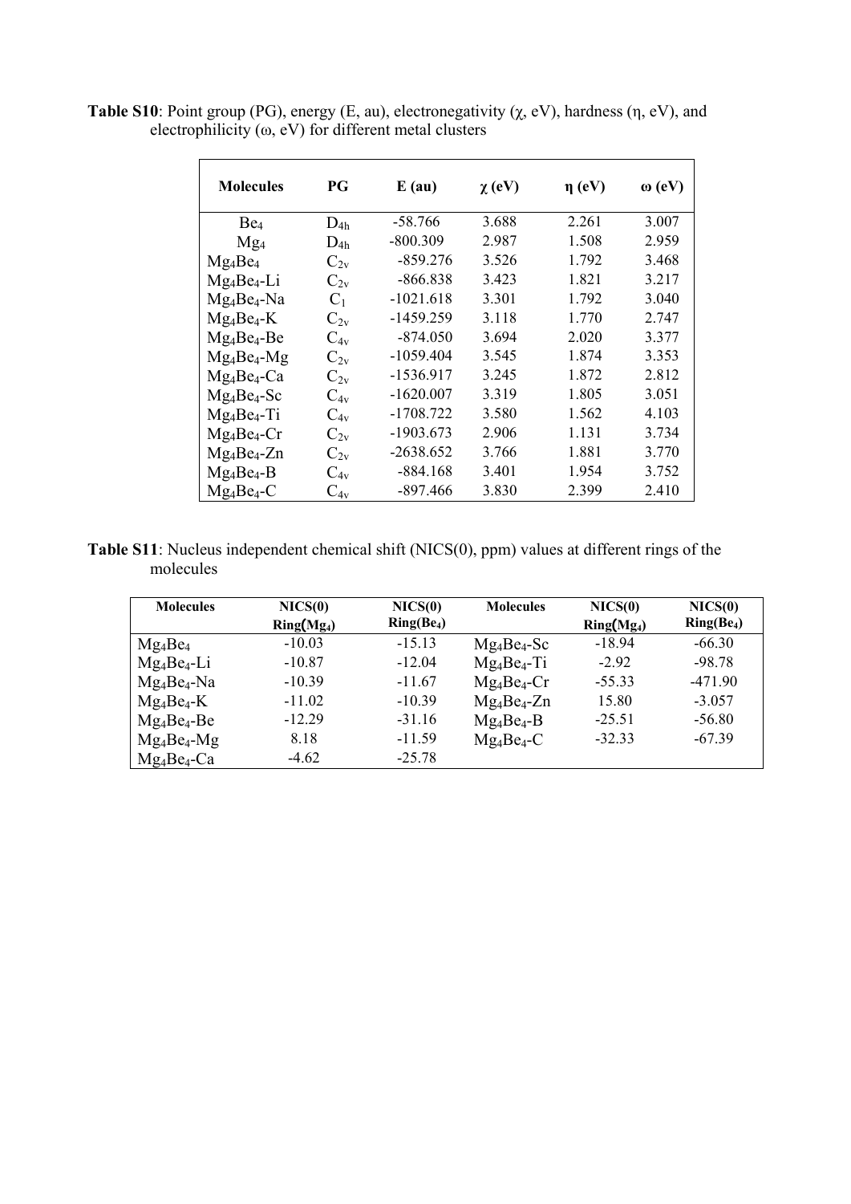**Table S10**: Point group (PG), energy (E, au), electronegativity (χ, eV), hardness (η, eV), and electrophilicity (ω, eV) for different metal clusters

| Molecules | PG | E (au) | χ (eV) | η (eV) | ω (eV) |
|---|---|---|---|---|---|
| $Be_4$ | $D_{4h}$ | -58.766 | 3.688 | 2.261 | 3.007 |
| $Mg_4$ | $D_{4h}$ | -800.309 | 2.987 | 1.508 | 2.959 |
| $Mg_4Be_4$ | $C_{2v}$ | -859.276 | 3.526 | 1.792 | 3.468 |
| $Mg_4Be_4$-Li | $C_{2v}$ | -866.838 | 3.423 | 1.821 | 3.217 |
| $Mg_4Be_4$-Na | $C_1$ | -1021.618 | 3.301 | 1.792 | 3.040 |
| $Mg_4Be_4$-K | $C_{2v}$ | -1459.259 | 3.118 | 1.770 | 2.747 |
| $Mg_4Be_4$-Be | $C_{4v}$ | -874.050 | 3.694 | 2.020 | 3.377 |
| $Mg_4Be_4$-Mg | $C_{2v}$ | -1059.404 | 3.545 | 1.874 | 3.353 |
| $Mg_4Be_4$-Ca | $C_{2v}$ | -1536.917 | 3.245 | 1.872 | 2.812 |
| $Mg_4Be_4$-Sc | $C_{4v}$ | -1620.007 | 3.319 | 1.805 | 3.051 |
| $Mg_4Be_4$-Ti | $C_{4v}$ | -1708.722 | 3.580 | 1.562 | 4.103 |
| $Mg_4Be_4$-Cr | $C_{2v}$ | -1903.673 | 2.906 | 1.131 | 3.734 |
| $Mg_4Be_4$-Zn | $C_{2v}$ | -2638.652 | 3.766 | 1.881 | 3.770 |
| $Mg_4Be_4$-B | $C_{4v}$ | -884.168 | 3.401 | 1.954 | 3.752 |
| $Mg_4Be_4$-C | $C_{4v}$ | -897.466 | 3.830 | 2.399 | 2.410 |

**Table S11**: Nucleus independent chemical shift (NICS(0), ppm) values at different rings of the molecules

| Molecules | NICS(0) Ring($Mg_4$) | NICS(0) Ring($Be_4$) | Molecules | NICS(0) Ring($Mg_4$) | NICS(0) Ring($Be_4$) |
|---|---|---|---|---|---|
| $Mg_4Be_4$ | -10.03 | -15.13 | $Mg_4Be_4$-Sc | -18.94 | -66.30 |
| $Mg_4Be_4$-Li | -10.87 | -12.04 | $Mg_4Be_4$-Ti | -2.92 | -98.78 |
| $Mg_4Be_4$-Na | -10.39 | -11.67 | $Mg_4Be_4$-Cr | -55.33 | -471.90 |
| $Mg_4Be_4$-K | -11.02 | -10.39 | $Mg_4Be_4$-Zn | 15.80 | -3.057 |
| $Mg_4Be_4$-Be | -12.29 | -31.16 | $Mg_4Be_4$-B | -25.51 | -56.80 |
| $Mg_4Be_4$-Mg | 8.18 | -11.59 | $Mg_4Be_4$-C | -32.33 | -67.39 |
| $Mg_4Be_4$-Ca | -4.62 | -25.78 | | | |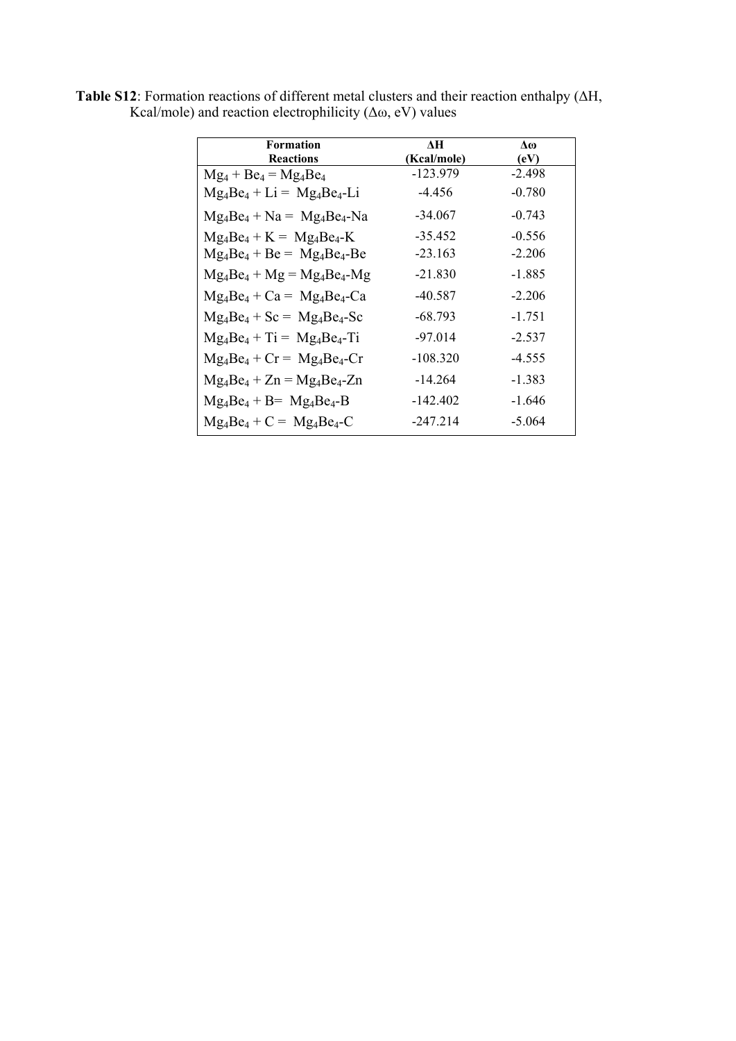**Table S12**: Formation reactions of different metal clusters and their reaction enthalpy (ΔH, Kcal/mole) and reaction electrophilicity (Δω, eV) values

| Formation Reactions | ΔH (Kcal/mole) | Δω (eV) |
|---|---|---|
| $Mg_4 + Be_4 = Mg_4Be_4$ | -123.979 | -2.498 |
| $Mg_4Be_4 + Li = Mg_4Be_4$-Li | -4.456 | -0.780 |
| $Mg_4Be_4 + Na = Mg_4Be_4$-Na | -34.067 | -0.743 |
| $Mg_4Be_4 + K = Mg_4Be_4$-K | -35.452 | -0.556 |
| $Mg_4Be_4 + Be = Mg_4Be_4$-Be | -23.163 | -2.206 |
| $Mg_4Be_4 + Mg = Mg_4Be_4$-Mg | -21.830 | -1.885 |
| $Mg_4Be_4 + Ca = Mg_4Be_4$-Ca | -40.587 | -2.206 |
| $Mg_4Be_4 + Sc = Mg_4Be_4$-Sc | -68.793 | -1.751 |
| $Mg_4Be_4 + Ti = Mg_4Be_4$-Ti | -97.014 | -2.537 |
| $Mg_4Be_4 + Cr = Mg_4Be_4$-Cr | -108.320 | -4.555 |
| $Mg_4Be_4 + Zn = Mg_4Be_4$-Zn | -14.264 | -1.383 |
| $Mg_4Be_4 + B = Mg_4Be_4$-B | -142.402 | -1.646 |
| $Mg_4Be_4 + C = Mg_4Be_4$-C | -247.214 | -5.064 |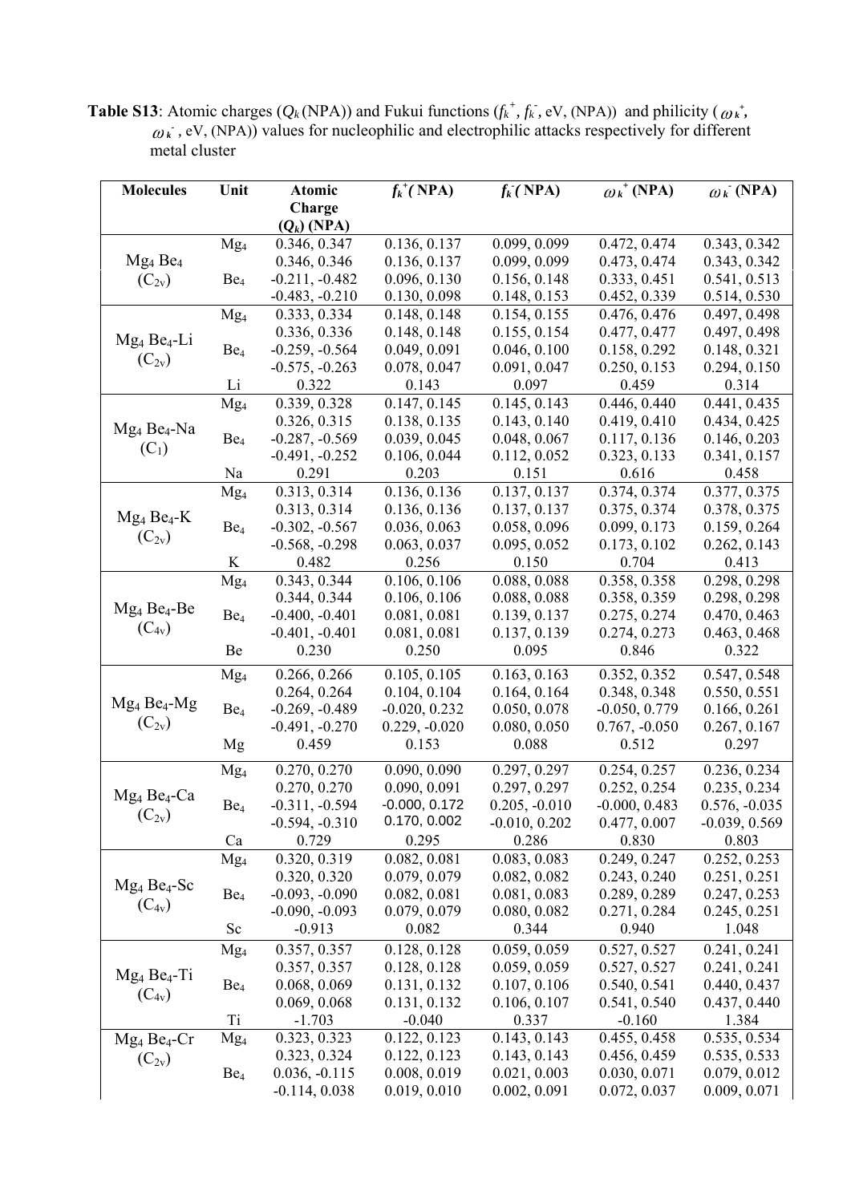**Table S13**: Atomic charges ($Q_k$(NPA)) and Fukui functions ($f_k^+$, $f_k^-$, eV, (NPA)) and philicity ($\omega_k^+$, $\omega_k^-$, eV, (NPA)) values for nucleophilic and electrophilic attacks respectively for different metal cluster

| Molecules | Unit | Atomic Charge ($Q_k$) (NPA) | $f_k^+$(NPA) | $f_k^-$(NPA) | $\omega_k^+$ (NPA) | $\omega_k^-$ (NPA) |
|---|---|---|---|---|---|---|
| $Mg_4$ $Be_4$ ($C_{2v}$) | $Mg_4$ | 0.346, 0.347 | 0.136, 0.137 | 0.099, 0.099 | 0.472, 0.474 | 0.343, 0.342 |
| | | 0.346, 0.346 | 0.136, 0.137 | 0.099, 0.099 | 0.473, 0.474 | 0.343, 0.342 |
| | $Be_4$ | -0.211, -0.482 | 0.096, 0.130 | 0.156, 0.148 | 0.333, 0.451 | 0.541, 0.513 |
| | | -0.483, -0.210 | 0.130, 0.098 | 0.148, 0.153 | 0.452, 0.339 | 0.514, 0.530 |
| $Mg_4$ $Be_4$-Li ($C_{2v}$) | $Mg_4$ | 0.333, 0.334 | 0.148, 0.148 | 0.154, 0.155 | 0.476, 0.476 | 0.497, 0.498 |
| | | 0.336, 0.336 | 0.148, 0.148 | 0.155, 0.154 | 0.477, 0.477 | 0.497, 0.498 |
| | $Be_4$ | -0.259, -0.564 | 0.049, 0.091 | 0.046, 0.100 | 0.158, 0.292 | 0.148, 0.321 |
| | | -0.575, -0.263 | 0.078, 0.047 | 0.091, 0.047 | 0.250, 0.153 | 0.294, 0.150 |
| | Li | 0.322 | 0.143 | 0.097 | 0.459 | 0.314 |
| $Mg_4$ $Be_4$-Na ($C_1$) | $Mg_4$ | 0.339, 0.328 | 0.147, 0.145 | 0.145, 0.143 | 0.446, 0.440 | 0.441, 0.435 |
| | | 0.326, 0.315 | 0.138, 0.135 | 0.143, 0.140 | 0.419, 0.410 | 0.434, 0.425 |
| | $Be_4$ | -0.287, -0.569 | 0.039, 0.045 | 0.048, 0.067 | 0.117, 0.136 | 0.146, 0.203 |
| | | -0.491, -0.252 | 0.106, 0.044 | 0.112, 0.052 | 0.323, 0.133 | 0.341, 0.157 |
| | Na | 0.291 | 0.203 | 0.151 | 0.616 | 0.458 |
| $Mg_4$ $Be_4$-K ($C_{2v}$) | $Mg_4$ | 0.313, 0.314 | 0.136, 0.136 | 0.137, 0.137 | 0.374, 0.374 | 0.377, 0.375 |
| | | 0.313, 0.314 | 0.136, 0.136 | 0.137, 0.137 | 0.375, 0.374 | 0.378, 0.375 |
| | $Be_4$ | -0.302, -0.567 | 0.036, 0.063 | 0.058, 0.096 | 0.099, 0.173 | 0.159, 0.264 |
| | | -0.568, -0.298 | 0.063, 0.037 | 0.095, 0.052 | 0.173, 0.102 | 0.262, 0.143 |
| | K | 0.482 | 0.256 | 0.150 | 0.704 | 0.413 |
| $Mg_4$ $Be_4$-Be ($C_{4v}$) | $Mg_4$ | 0.343, 0.344 | 0.106, 0.106 | 0.088, 0.088 | 0.358, 0.358 | 0.298, 0.298 |
| | | 0.344, 0.344 | 0.106, 0.106 | 0.088, 0.088 | 0.358, 0.359 | 0.298, 0.298 |
| | $Be_4$ | -0.400, -0.401 | 0.081, 0.081 | 0.139, 0.137 | 0.275, 0.274 | 0.470, 0.463 |
| | | -0.401, -0.401 | 0.081, 0.081 | 0.137, 0.139 | 0.274, 0.273 | 0.463, 0.468 |
| | Be | 0.230 | 0.250 | 0.095 | 0.846 | 0.322 |
| $Mg_4$ $Be_4$-Mg ($C_{2v}$) | $Mg_4$ | 0.266, 0.266 | 0.105, 0.105 | 0.163, 0.163 | 0.352, 0.352 | 0.547, 0.548 |
| | | 0.264, 0.264 | 0.104, 0.104 | 0.164, 0.164 | 0.348, 0.348 | 0.550, 0.551 |
| | $Be_4$ | -0.269, -0.489 | -0.020, 0.232 | 0.050, 0.078 | -0.050, 0.779 | 0.166, 0.261 |
| | | -0.491, -0.270 | 0.229, -0.020 | 0.080, 0.050 | 0.767, -0.050 | 0.267, 0.167 |
| | Mg | 0.459 | 0.153 | 0.088 | 0.512 | 0.297 |
| $Mg_4$ $Be_4$-Ca ($C_{2v}$) | $Mg_4$ | 0.270, 0.270 | 0.090, 0.090 | 0.297, 0.297 | 0.254, 0.257 | 0.236, 0.234 |
| | | 0.270, 0.270 | 0.090, 0.091 | 0.297, 0.297 | 0.252, 0.254 | 0.235, 0.234 |
| | $Be_4$ | -0.311, -0.594 | -0.000, 0.172 | 0.205, -0.010 | -0.000, 0.483 | 0.576, -0.035 |
| | | -0.594, -0.310 | 0.170, 0.002 | -0.010, 0.202 | 0.477, 0.007 | -0.039, 0.569 |
| | Ca | 0.729 | 0.295 | 0.286 | 0.830 | 0.803 |
| $Mg_4$ $Be_4$-Sc ($C_{4v}$) | $Mg_4$ | 0.320, 0.319 | 0.082, 0.081 | 0.083, 0.083 | 0.249, 0.247 | 0.252, 0.253 |
| | | 0.320, 0.320 | 0.079, 0.079 | 0.082, 0.082 | 0.243, 0.240 | 0.251, 0.251 |
| | $Be_4$ | -0.093, -0.090 | 0.082, 0.081 | 0.081, 0.083 | 0.289, 0.289 | 0.247, 0.253 |
| | | -0.090, -0.093 | 0.079, 0.079 | 0.080, 0.082 | 0.271, 0.284 | 0.245, 0.251 |
| | Sc | -0.913 | 0.082 | 0.344 | 0.940 | 1.048 |
| $Mg_4$ $Be_4$-Ti ($C_{4v}$) | $Mg_4$ | 0.357, 0.357 | 0.128, 0.128 | 0.059, 0.059 | 0.527, 0.527 | 0.241, 0.241 |
| | | 0.357, 0.357 | 0.128, 0.128 | 0.059, 0.059 | 0.527, 0.527 | 0.241, 0.241 |
| | $Be_4$ | 0.068, 0.069 | 0.131, 0.132 | 0.107, 0.106 | 0.540, 0.541 | 0.440, 0.437 |
| | | 0.069, 0.068 | 0.131, 0.132 | 0.106, 0.107 | 0.541, 0.540 | 0.437, 0.440 |
| | Ti | -1.703 | -0.040 | 0.337 | -0.160 | 1.384 |
| $Mg_4$ $Be_4$-Cr ($C_{2v}$) | $Mg_4$ | 0.323, 0.323 | 0.122, 0.123 | 0.143, 0.143 | 0.455, 0.458 | 0.535, 0.534 |
| | | 0.323, 0.324 | 0.122, 0.123 | 0.143, 0.143 | 0.456, 0.459 | 0.535, 0.533 |
| | $Be_4$ | 0.036, -0.115 | 0.008, 0.019 | 0.021, 0.003 | 0.030, 0.071 | 0.079, 0.012 |
| | | -0.114, 0.038 | 0.019, 0.010 | 0.002, 0.091 | 0.072, 0.037 | 0.009, 0.071 |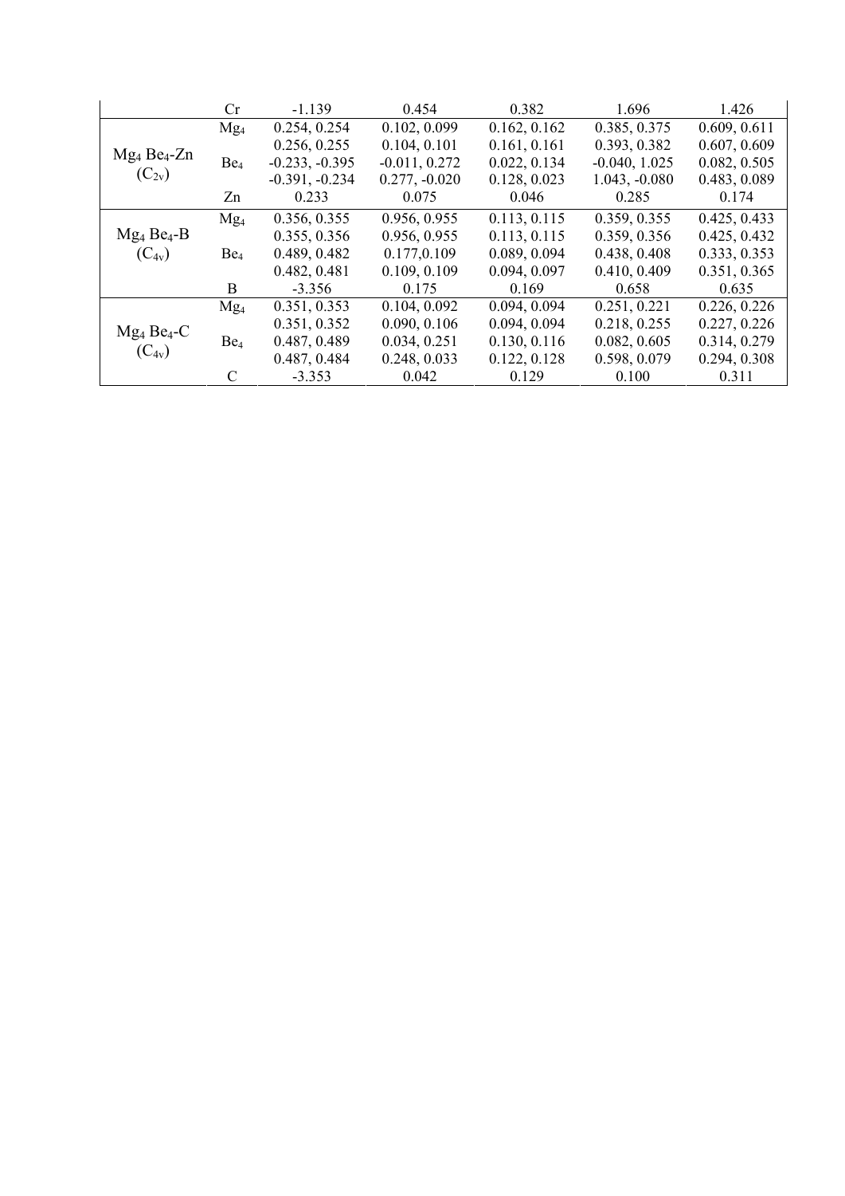|  |  |  |  |  |  |  |
|---|---|---|---|---|---|---|
|  | Cr | -1.139 | 0.454 | 0.382 | 1.696 | 1.426 |
| $Mg_4$ $Be_4$-Zn ($C_{2v}$) | $Mg_4$ | 0.254, 0.254 | 0.102, 0.099 | 0.162, 0.162 | 0.385, 0.375 | 0.609, 0.611 |
|  |  | 0.256, 0.255 | 0.104, 0.101 | 0.161, 0.161 | 0.393, 0.382 | 0.607, 0.609 |
|  | $Be_4$ | -0.233, -0.395 | -0.011, 0.272 | 0.022, 0.134 | -0.040, 1.025 | 0.082, 0.505 |
|  |  | -0.391, -0.234 | 0.277, -0.020 | 0.128, 0.023 | 1.043, -0.080 | 0.483, 0.089 |
|  | Zn | 0.233 | 0.075 | 0.046 | 0.285 | 0.174 |
| $Mg_4$ $Be_4$-B ($C_{4v}$) | $Mg_4$ | 0.356, 0.355 | 0.956, 0.955 | 0.113, 0.115 | 0.359, 0.355 | 0.425, 0.433 |
|  |  | 0.355, 0.356 | 0.956, 0.955 | 0.113, 0.115 | 0.359, 0.356 | 0.425, 0.432 |
|  | $Be_4$ | 0.489, 0.482 | 0.177,0.109 | 0.089, 0.094 | 0.438, 0.408 | 0.333, 0.353 |
|  |  | 0.482, 0.481 | 0.109, 0.109 | 0.094, 0.097 | 0.410, 0.409 | 0.351, 0.365 |
|  | B | -3.356 | 0.175 | 0.169 | 0.658 | 0.635 |
| $Mg_4$ $Be_4$-C ($C_{4v}$) | $Mg_4$ | 0.351, 0.353 | 0.104, 0.092 | 0.094, 0.094 | 0.251, 0.221 | 0.226, 0.226 |
|  |  | 0.351, 0.352 | 0.090, 0.106 | 0.094, 0.094 | 0.218, 0.255 | 0.227, 0.226 |
|  | $Be_4$ | 0.487, 0.489 | 0.034, 0.251 | 0.130, 0.116 | 0.082, 0.605 | 0.314, 0.279 |
|  |  | 0.487, 0.484 | 0.248, 0.033 | 0.122, 0.128 | 0.598, 0.079 | 0.294, 0.308 |
|  | C | -3.353 | 0.042 | 0.129 | 0.100 | 0.311 |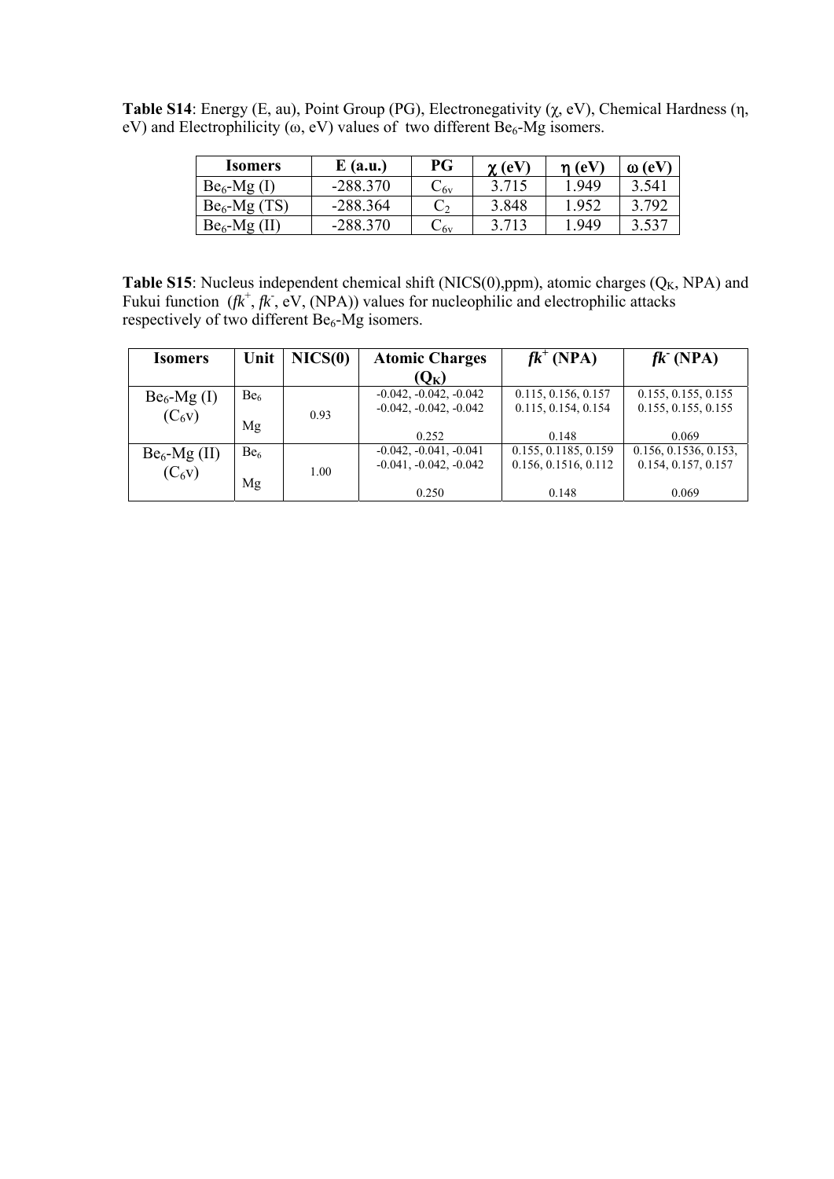**Table S14**: Energy (E, au), Point Group (PG), Electronegativity ($\chi$, eV), Chemical Hardness ($\eta$, eV) and Electrophilicity ($\omega$, eV) values of two different $Be_6$-Mg isomers.

| Isomers | E (a.u.) | PG | $\chi$ (eV) | $\eta$ (eV) | $\omega$ (eV) |
|---|---|---|---|---|---|
| $Be_6$-Mg (I) | -288.370 | $C_{6v}$ | 3.715 | 1.949 | 3.541 |
| $Be_6$-Mg (TS) | -288.364 | $C_2$ | 3.848 | 1.952 | 3.792 |
| $Be_6$-Mg (II) | -288.370 | $C_{6v}$ | 3.713 | 1.949 | 3.537 |

**Table S15**: Nucleus independent chemical shift (NICS(0),ppm), atomic charges ($Q_K$, NPA) and Fukui function ($fk^+$, $fk^-$, eV, (NPA)) values for nucleophilic and electrophilic attacks respectively of two different $Be_6$-Mg isomers.

| Isomers | Unit | NICS(0) | Atomic Charges ($Q_K$) | $fk^+$ (NPA) | $fk^-$ (NPA) |
|---|---|---|---|---|---|
| $Be_6$-Mg (I) ($C_6$v) | $Be_6$ | 0.93 | -0.042, -0.042, -0.042 -0.042, -0.042, -0.042 | 0.115, 0.156, 0.157 0.115, 0.154, 0.154 | 0.155, 0.155, 0.155 0.155, 0.155, 0.155 |
| | Mg | | 0.252 | 0.148 | 0.069 |
| $Be_6$-Mg (II) ($C_6$v) | $Be_6$ | 1.00 | -0.042, -0.041, -0.041 -0.041, -0.042, -0.042 | 0.155, 0.1185, 0.159 0.156, 0.1516, 0.112 | 0.156, 0.1536, 0.153, 0.154, 0.157, 0.157 |
| | Mg | | 0.250 | 0.148 | 0.069 |